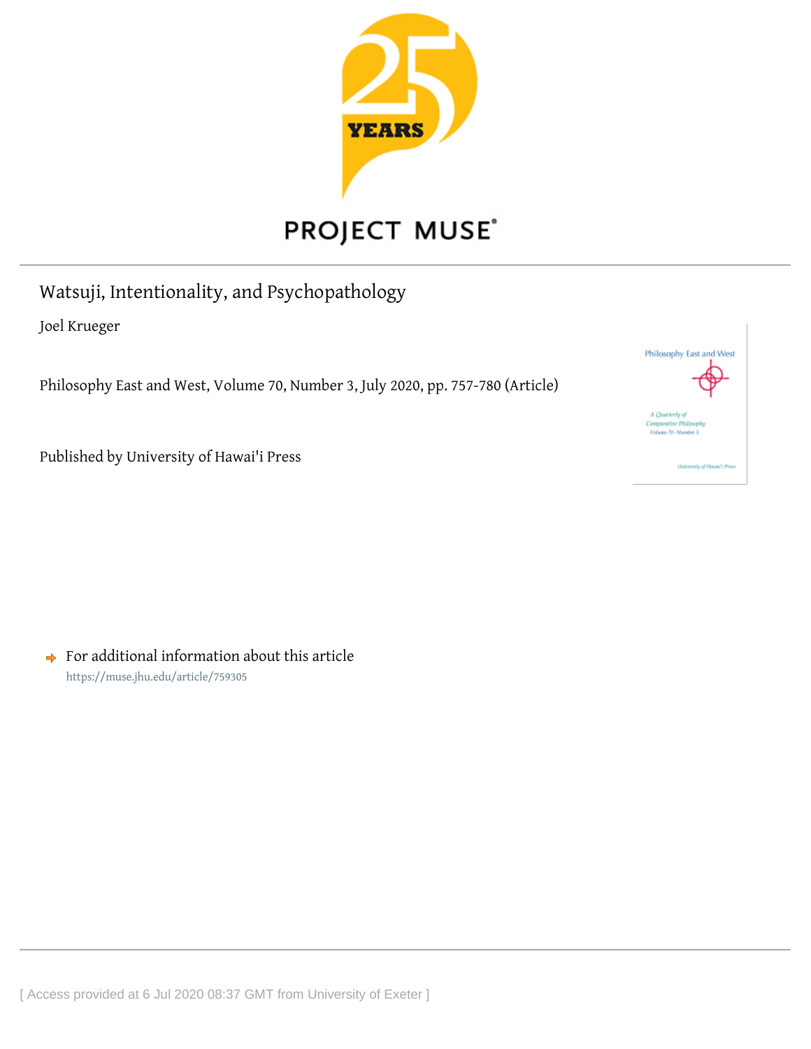# Watsuji, Intentionality, and Psychopathology

Joel Krueger

Philosophy East and West, Volume 70, Number 3, July 2020, pp. 757-780 (Article)

Published by University of Hawai'i Press

For additional information about this article
https://muse.jhu.edu/article/759305

[ Access provided at 6 Jul 2020 08:37 GMT from University of Exeter ]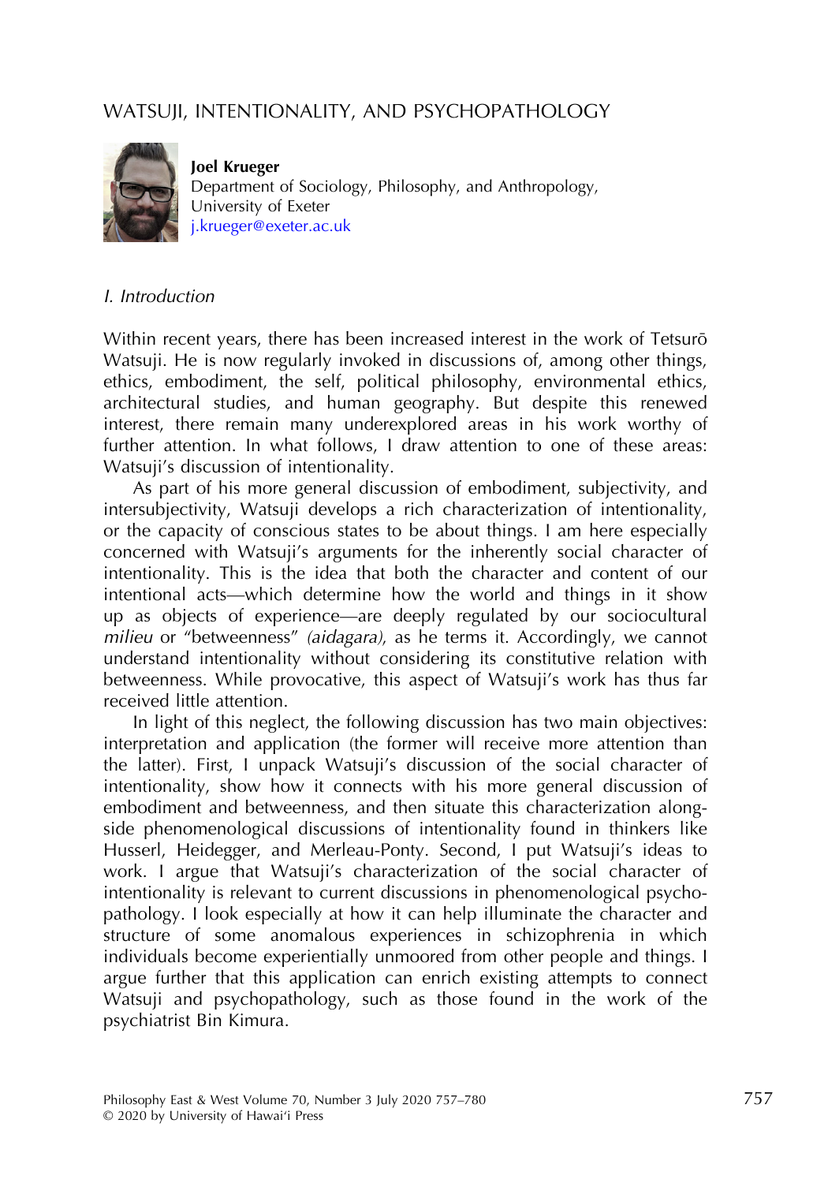# WATSUJI, INTENTIONALITY, AND PSYCHOPATHOLOGY

**Joel Krueger**
Department of Sociology, Philosophy, and Anthropology,
University of Exeter
j.krueger@exeter.ac.uk

## *I. Introduction*

Within recent years, there has been increased interest in the work of Tetsurō Watsuji. He is now regularly invoked in discussions of, among other things, ethics, embodiment, the self, political philosophy, environmental ethics, architectural studies, and human geography. But despite this renewed interest, there remain many underexplored areas in his work worthy of further attention. In what follows, I draw attention to one of these areas: Watsuji's discussion of intentionality.

As part of his more general discussion of embodiment, subjectivity, and intersubjectivity, Watsuji develops a rich characterization of intentionality, or the capacity of conscious states to be about things. I am here especially concerned with Watsuji's arguments for the inherently social character of intentionality. This is the idea that both the character and content of our intentional acts—which determine how the world and things in it show up as objects of experience—are deeply regulated by our sociocultural *milieu* or "betweenness" *(aidagara)*, as he terms it. Accordingly, we cannot understand intentionality without considering its constitutive relation with betweenness. While provocative, this aspect of Watsuji's work has thus far received little attention.

In light of this neglect, the following discussion has two main objectives: interpretation and application (the former will receive more attention than the latter). First, I unpack Watsuji's discussion of the social character of intentionality, show how it connects with his more general discussion of embodiment and betweenness, and then situate this characterization alongside phenomenological discussions of intentionality found in thinkers like Husserl, Heidegger, and Merleau-Ponty. Second, I put Watsuji's ideas to work. I argue that Watsuji's characterization of the social character of intentionality is relevant to current discussions in phenomenological psychopathology. I look especially at how it can help illuminate the character and structure of some anomalous experiences in schizophrenia in which individuals become experientially unmoored from other people and things. I argue further that this application can enrich existing attempts to connect Watsuji and psychopathology, such as those found in the work of the psychiatrist Bin Kimura.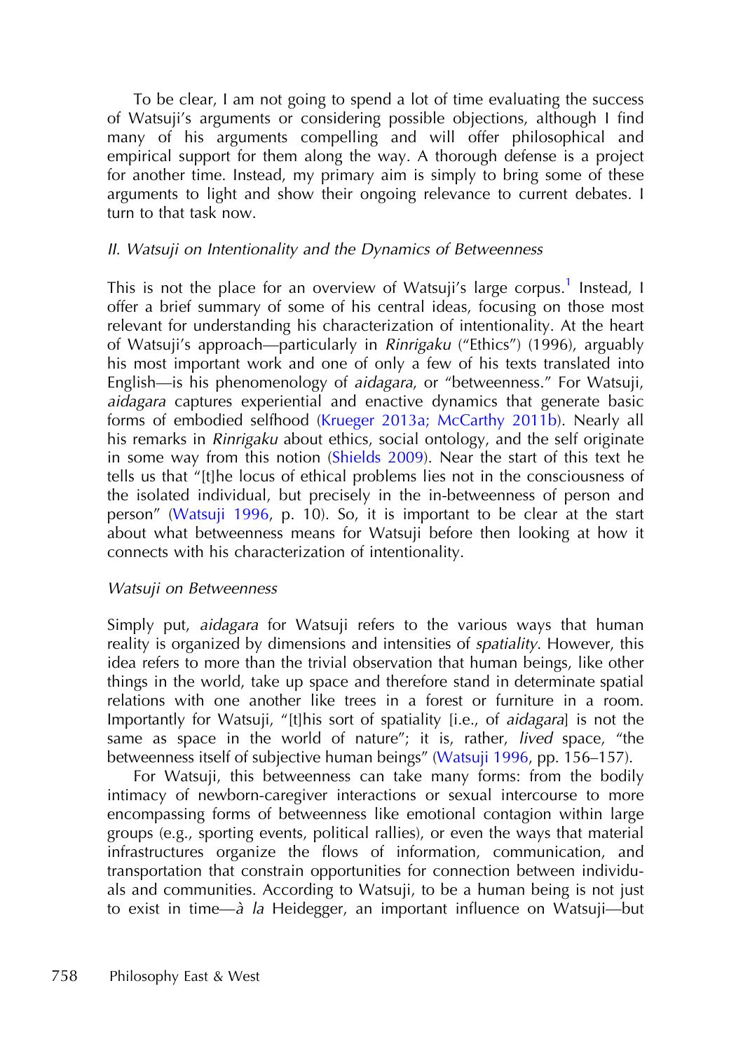To be clear, I am not going to spend a lot of time evaluating the success of Watsuji's arguments or considering possible objections, although I find many of his arguments compelling and will offer philosophical and empirical support for them along the way. A thorough defense is a project for another time. Instead, my primary aim is simply to bring some of these arguments to light and show their ongoing relevance to current debates. I turn to that task now.

## II. Watsuji on Intentionality and the Dynamics of Betweenness

This is not the place for an overview of Watsuji's large corpus.[1] Instead, I offer a brief summary of some of his central ideas, focusing on those most relevant for understanding his characterization of intentionality. At the heart of Watsuji's approach—particularly in *Rinrigaku* ("Ethics") (1996), arguably his most important work and one of only a few of his texts translated into English—is his phenomenology of *aidagara*, or "betweenness." For Watsuji, *aidagara* captures experiential and enactive dynamics that generate basic forms of embodied selfhood (Krueger 2013a; McCarthy 2011b). Nearly all his remarks in *Rinrigaku* about ethics, social ontology, and the self originate in some way from this notion (Shields 2009). Near the start of this text he tells us that "[t]he locus of ethical problems lies not in the consciousness of the isolated individual, but precisely in the in-betweenness of person and person" (Watsuji 1996, p. 10). So, it is important to be clear at the start about what betweenness means for Watsuji before then looking at how it connects with his characterization of intentionality.

### Watsuji on Betweenness

Simply put, *aidagara* for Watsuji refers to the various ways that human reality is organized by dimensions and intensities of *spatiality*. However, this idea refers to more than the trivial observation that human beings, like other things in the world, take up space and therefore stand in determinate spatial relations with one another like trees in a forest or furniture in a room. Importantly for Watsuji, "[t]his sort of spatiality [i.e., of *aidagara*] is not the same as space in the world of nature"; it is, rather, *lived* space, "the betweenness itself of subjective human beings" (Watsuji 1996, pp. 156–157).

For Watsuji, this betweenness can take many forms: from the bodily intimacy of newborn-caregiver interactions or sexual intercourse to more encompassing forms of betweenness like emotional contagion within large groups (e.g., sporting events, political rallies), or even the ways that material infrastructures organize the flows of information, communication, and transportation that constrain opportunities for connection between individuals and communities. According to Watsuji, to be a human being is not just to exist in time—*à la* Heidegger, an important influence on Watsuji—but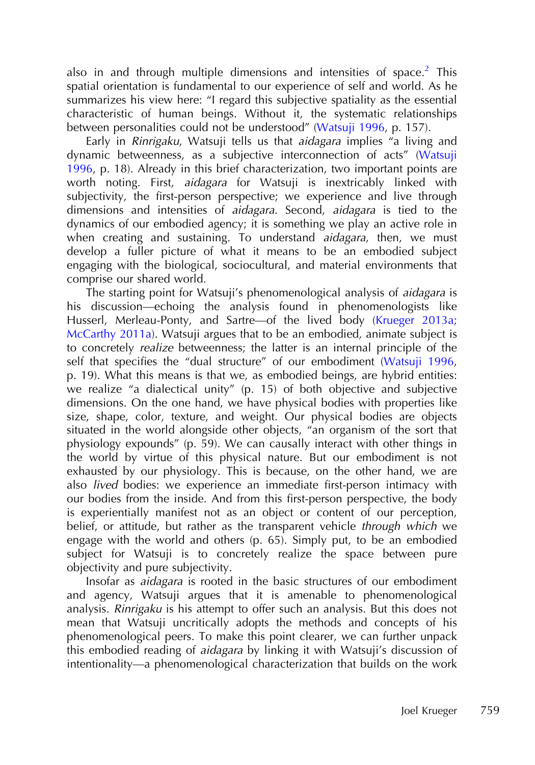also in and through multiple dimensions and intensities of space.[2] This spatial orientation is fundamental to our experience of self and world. As he summarizes his view here: "I regard this subjective spatiality as the essential characteristic of human beings. Without it, the systematic relationships between personalities could not be understood" (Watsuji 1996, p. 157).

Early in *Rinrigaku*, Watsuji tells us that *aidagara* implies "a living and dynamic betweenness, as a subjective interconnection of acts" (Watsuji 1996, p. 18). Already in this brief characterization, two important points are worth noting. First, *aidagara* for Watsuji is inextricably linked with subjectivity, the first-person perspective; we experience and live through dimensions and intensities of *aidagara*. Second, *aidagara* is tied to the dynamics of our embodied agency; it is something we play an active role in when creating and sustaining. To understand *aidagara*, then, we must develop a fuller picture of what it means to be an embodied subject engaging with the biological, sociocultural, and material environments that comprise our shared world.

The starting point for Watsuji's phenomenological analysis of *aidagara* is his discussion—echoing the analysis found in phenomenologists like Husserl, Merleau-Ponty, and Sartre—of the lived body (Krueger 2013a; McCarthy 2011a). Watsuji argues that to be an embodied, animate subject is to concretely *realize* betweenness; the latter is an internal principle of the self that specifies the "dual structure" of our embodiment (Watsuji 1996, p. 19). What this means is that we, as embodied beings, are hybrid entities: we realize "a dialectical unity" (p. 15) of both objective and subjective dimensions. On the one hand, we have physical bodies with properties like size, shape, color, texture, and weight. Our physical bodies are objects situated in the world alongside other objects, "an organism of the sort that physiology expounds" (p. 59). We can causally interact with other things in the world by virtue of this physical nature. But our embodiment is not exhausted by our physiology. This is because, on the other hand, we are also *lived* bodies: we experience an immediate first-person intimacy with our bodies from the inside. And from this first-person perspective, the body is experientially manifest not as an object or content of our perception, belief, or attitude, but rather as the transparent vehicle *through which* we engage with the world and others (p. 65). Simply put, to be an embodied subject for Watsuji is to concretely realize the space between pure objectivity and pure subjectivity.

Insofar as *aidagara* is rooted in the basic structures of our embodiment and agency, Watsuji argues that it is amenable to phenomenological analysis. *Rinrigaku* is his attempt to offer such an analysis. But this does not mean that Watsuji uncritically adopts the methods and concepts of his phenomenological peers. To make this point clearer, we can further unpack this embodied reading of *aidagara* by linking it with Watsuji's discussion of intentionality—a phenomenological characterization that builds on the work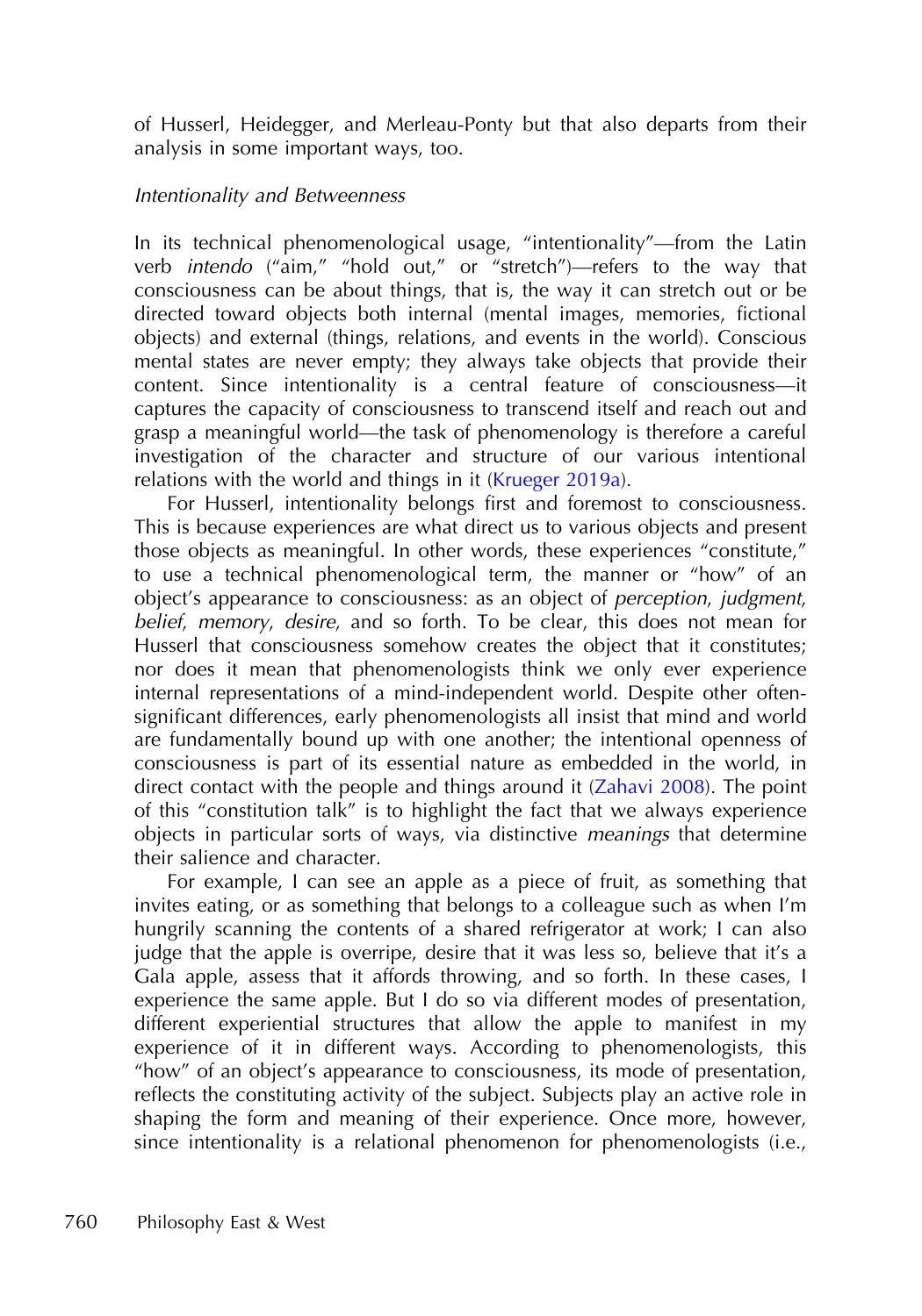of Husserl, Heidegger, and Merleau-Ponty but that also departs from their analysis in some important ways, too.

*Intentionality and Betweenness*

In its technical phenomenological usage, "intentionality"—from the Latin verb *intendo* ("aim," "hold out," or "stretch")—refers to the way that consciousness can be about things, that is, the way it can stretch out or be directed toward objects both internal (mental images, memories, fictional objects) and external (things, relations, and events in the world). Conscious mental states are never empty; they always take objects that provide their content. Since intentionality is a central feature of consciousness—it captures the capacity of consciousness to transcend itself and reach out and grasp a meaningful world—the task of phenomenology is therefore a careful investigation of the character and structure of our various intentional relations with the world and things in it (Krueger 2019a).

For Husserl, intentionality belongs first and foremost to consciousness. This is because experiences are what direct us to various objects and present those objects as meaningful. In other words, these experiences "constitute," to use a technical phenomenological term, the manner or "how" of an object's appearance to consciousness: as an object of *perception*, *judgment*, *belief*, *memory*, *desire*, and so forth. To be clear, this does not mean for Husserl that consciousness somehow creates the object that it constitutes; nor does it mean that phenomenologists think we only ever experience internal representations of a mind-independent world. Despite other often-significant differences, early phenomenologists all insist that mind and world are fundamentally bound up with one another; the intentional openness of consciousness is part of its essential nature as embedded in the world, in direct contact with the people and things around it (Zahavi 2008). The point of this "constitution talk" is to highlight the fact that we always experience objects in particular sorts of ways, via distinctive *meanings* that determine their salience and character.

For example, I can see an apple as a piece of fruit, as something that invites eating, or as something that belongs to a colleague such as when I'm hungrily scanning the contents of a shared refrigerator at work; I can also judge that the apple is overripe, desire that it was less so, believe that it's a Gala apple, assess that it affords throwing, and so forth. In these cases, I experience the same apple. But I do so via different modes of presentation, different experiential structures that allow the apple to manifest in my experience of it in different ways. According to phenomenologists, this "how" of an object's appearance to consciousness, its mode of presentation, reflects the constituting activity of the subject. Subjects play an active role in shaping the form and meaning of their experience. Once more, however, since intentionality is a relational phenomenon for phenomenologists (i.e.,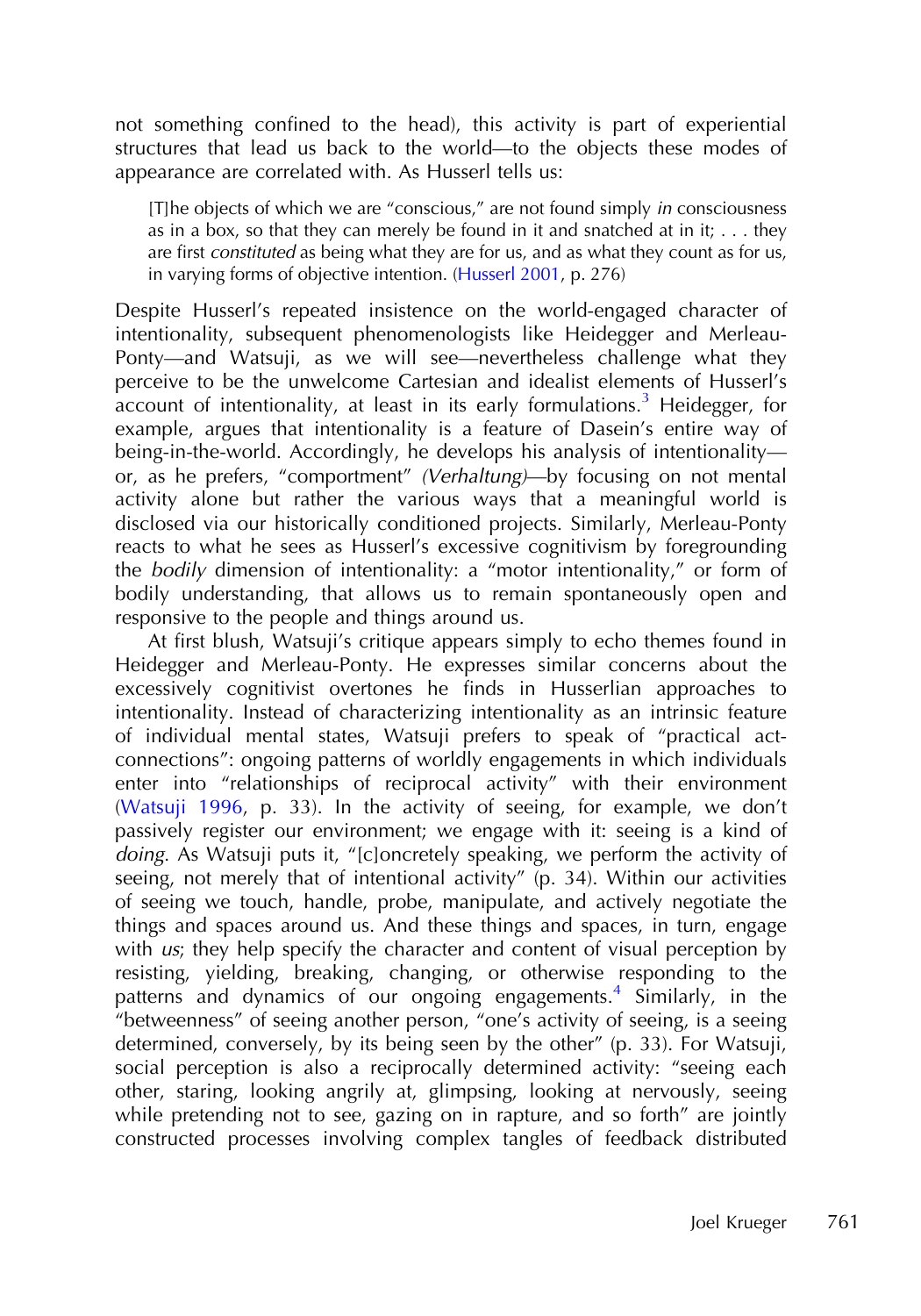not something confined to the head), this activity is part of experiential structures that lead us back to the world—to the objects these modes of appearance are correlated with. As Husserl tells us:

> [T]he objects of which we are "conscious," are not found simply *in* consciousness as in a box, so that they can merely be found in it and snatched at in it; . . . they are first *constituted* as being what they are for us, and as what they count as for us, in varying forms of objective intention. (Husserl 2001, p. 276)

Despite Husserl's repeated insistence on the world-engaged character of intentionality, subsequent phenomenologists like Heidegger and Merleau-Ponty—and Watsuji, as we will see—nevertheless challenge what they perceive to be the unwelcome Cartesian and idealist elements of Husserl's account of intentionality, at least in its early formulations.[3] Heidegger, for example, argues that intentionality is a feature of Dasein's entire way of being-in-the-world. Accordingly, he develops his analysis of intentionality—or, as he prefers, "comportment" *(Verhaltung)*—by focusing on not mental activity alone but rather the various ways that a meaningful world is disclosed via our historically conditioned projects. Similarly, Merleau-Ponty reacts to what he sees as Husserl's excessive cognitivism by foregrounding the *bodily* dimension of intentionality: a "motor intentionality," or form of bodily understanding, that allows us to remain spontaneously open and responsive to the people and things around us.

At first blush, Watsuji's critique appears simply to echo themes found in Heidegger and Merleau-Ponty. He expresses similar concerns about the excessively cognitivist overtones he finds in Husserlian approaches to intentionality. Instead of characterizing intentionality as an intrinsic feature of individual mental states, Watsuji prefers to speak of "practical act-connections": ongoing patterns of worldly engagements in which individuals enter into "relationships of reciprocal activity" with their environment (Watsuji 1996, p. 33). In the activity of seeing, for example, we don't passively register our environment; we engage with it: seeing is a kind of *doing*. As Watsuji puts it, "[c]oncretely speaking, we perform the activity of seeing, not merely that of intentional activity" (p. 34). Within our activities of seeing we touch, handle, probe, manipulate, and actively negotiate the things and spaces around us. And these things and spaces, in turn, engage with *us*; they help specify the character and content of visual perception by resisting, yielding, breaking, changing, or otherwise responding to the patterns and dynamics of our ongoing engagements.[4] Similarly, in the "betweenness" of seeing another person, "one's activity of seeing, is a seeing determined, conversely, by its being seen by the other" (p. 33). For Watsuji, social perception is also a reciprocally determined activity: "seeing each other, staring, looking angrily at, glimpsing, looking at nervously, seeing while pretending not to see, gazing on in rapture, and so forth" are jointly constructed processes involving complex tangles of feedback distributed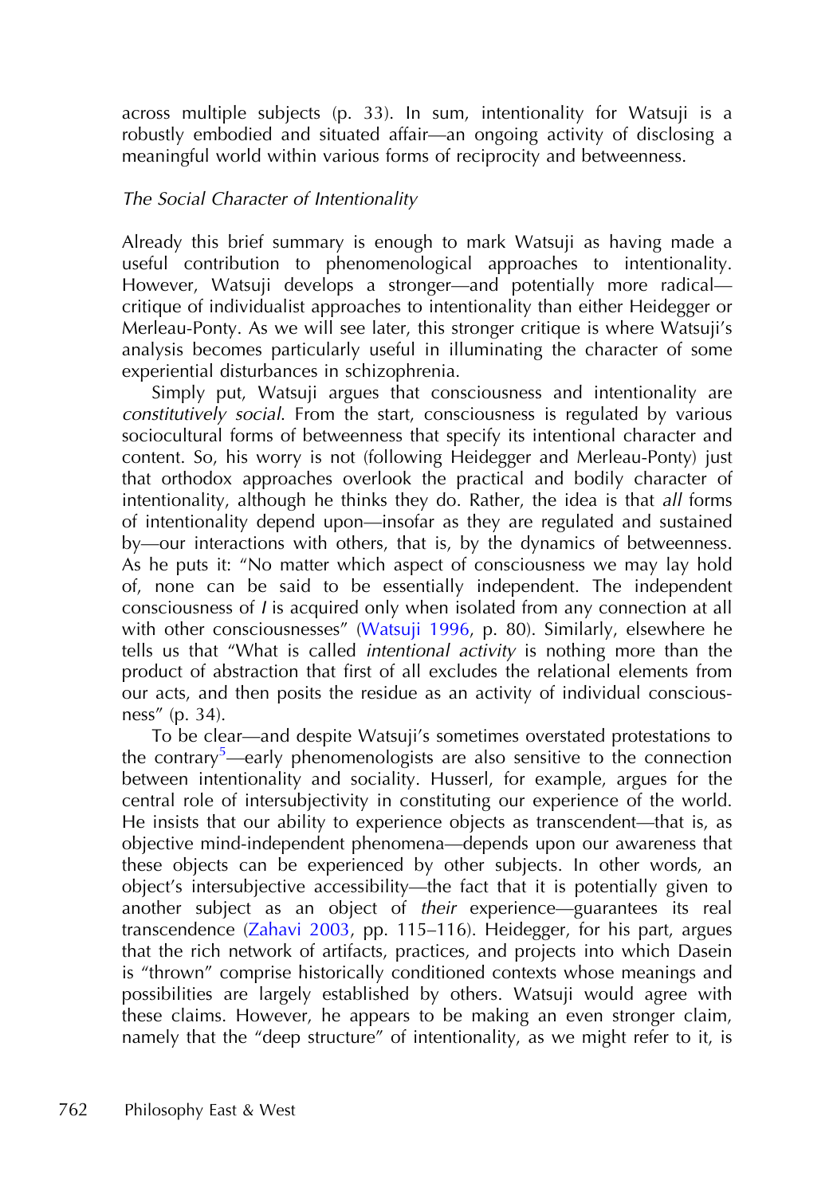across multiple subjects (p. 33). In sum, intentionality for Watsuji is a robustly embodied and situated affair—an ongoing activity of disclosing a meaningful world within various forms of reciprocity and betweenness.

### *The Social Character of Intentionality*

Already this brief summary is enough to mark Watsuji as having made a useful contribution to phenomenological approaches to intentionality. However, Watsuji develops a stronger—and potentially more radical—critique of individualist approaches to intentionality than either Heidegger or Merleau-Ponty. As we will see later, this stronger critique is where Watsuji's analysis becomes particularly useful in illuminating the character of some experiential disturbances in schizophrenia.

Simply put, Watsuji argues that consciousness and intentionality are *constitutively social*. From the start, consciousness is regulated by various sociocultural forms of betweenness that specify its intentional character and content. So, his worry is not (following Heidegger and Merleau-Ponty) just that orthodox approaches overlook the practical and bodily character of intentionality, although he thinks they do. Rather, the idea is that *all* forms of intentionality depend upon—insofar as they are regulated and sustained by—our interactions with others, that is, by the dynamics of betweenness. As he puts it: "No matter which aspect of consciousness we may lay hold of, none can be said to be essentially independent. The independent consciousness of *I* is acquired only when isolated from any connection at all with other consciousnesses" (Watsuji 1996, p. 80). Similarly, elsewhere he tells us that "What is called *intentional activity* is nothing more than the product of abstraction that first of all excludes the relational elements from our acts, and then posits the residue as an activity of individual consciousness" (p. 34).

To be clear—and despite Watsuji's sometimes overstated protestations to the contrary[5]—early phenomenologists are also sensitive to the connection between intentionality and sociality. Husserl, for example, argues for the central role of intersubjectivity in constituting our experience of the world. He insists that our ability to experience objects as transcendent—that is, as objective mind-independent phenomena—depends upon our awareness that these objects can be experienced by other subjects. In other words, an object's intersubjective accessibility—the fact that it is potentially given to another subject as an object of *their* experience—guarantees its real transcendence (Zahavi 2003, pp. 115–116). Heidegger, for his part, argues that the rich network of artifacts, practices, and projects into which Dasein is "thrown" comprise historically conditioned contexts whose meanings and possibilities are largely established by others. Watsuji would agree with these claims. However, he appears to be making an even stronger claim, namely that the "deep structure" of intentionality, as we might refer to it, is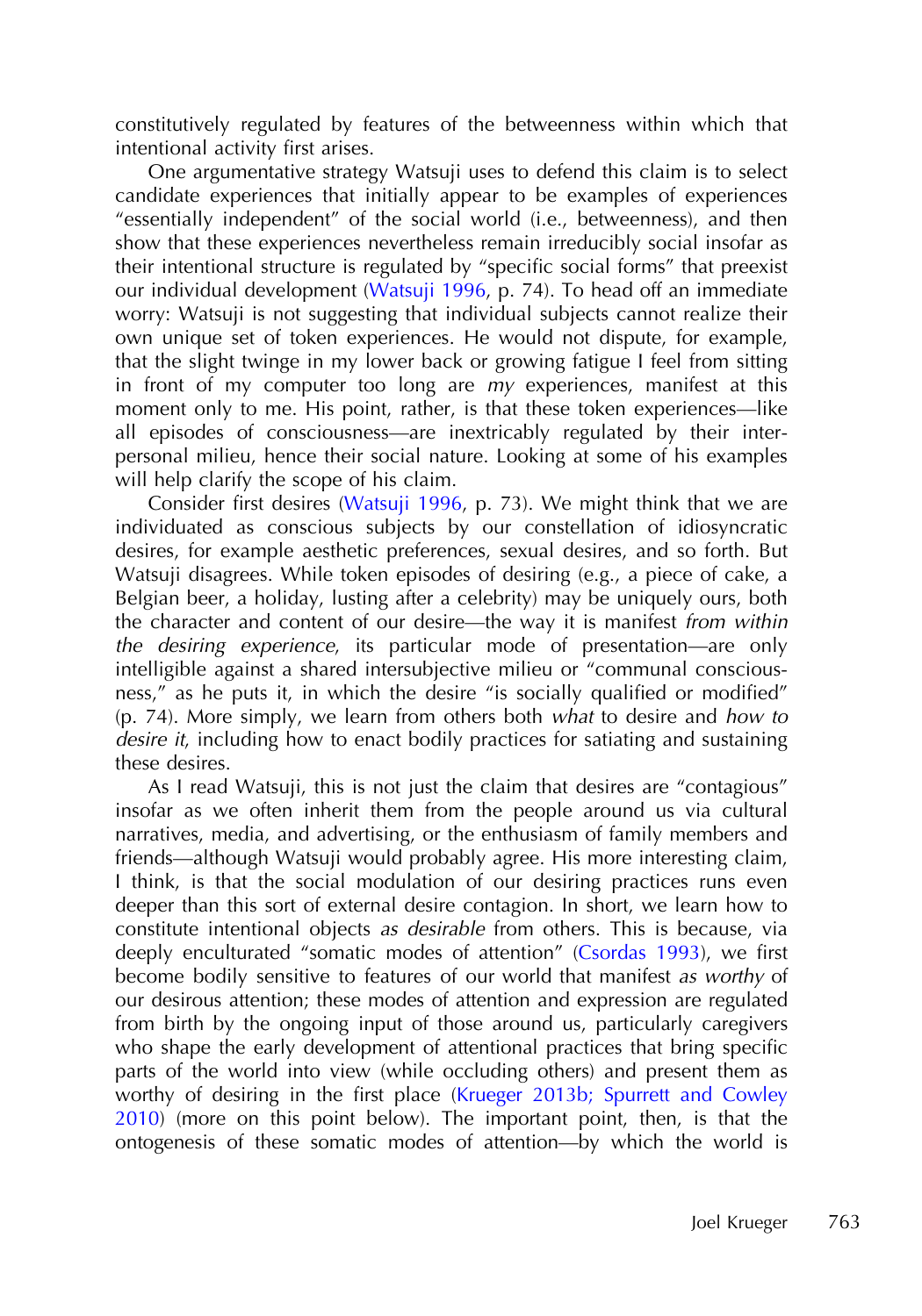constitutively regulated by features of the betweenness within which that intentional activity first arises.

One argumentative strategy Watsuji uses to defend this claim is to select candidate experiences that initially appear to be examples of experiences "essentially independent" of the social world (i.e., betweenness), and then show that these experiences nevertheless remain irreducibly social insofar as their intentional structure is regulated by "specific social forms" that preexist our individual development (Watsuji 1996, p. 74). To head off an immediate worry: Watsuji is not suggesting that individual subjects cannot realize their own unique set of token experiences. He would not dispute, for example, that the slight twinge in my lower back or growing fatigue I feel from sitting in front of my computer too long are *my* experiences, manifest at this moment only to me. His point, rather, is that these token experiences—like all episodes of consciousness—are inextricably regulated by their interpersonal milieu, hence their social nature. Looking at some of his examples will help clarify the scope of his claim.

Consider first desires (Watsuji 1996, p. 73). We might think that we are individuated as conscious subjects by our constellation of idiosyncratic desires, for example aesthetic preferences, sexual desires, and so forth. But Watsuji disagrees. While token episodes of desiring (e.g., a piece of cake, a Belgian beer, a holiday, lusting after a celebrity) may be uniquely ours, both the character and content of our desire—the way it is manifest *from within the desiring experience*, its particular mode of presentation—are only intelligible against a shared intersubjective milieu or "communal consciousness," as he puts it, in which the desire "is socially qualified or modified" (p. 74). More simply, we learn from others both *what* to desire and *how to desire it*, including how to enact bodily practices for satiating and sustaining these desires.

As I read Watsuji, this is not just the claim that desires are "contagious" insofar as we often inherit them from the people around us via cultural narratives, media, and advertising, or the enthusiasm of family members and friends—although Watsuji would probably agree. His more interesting claim, I think, is that the social modulation of our desiring practices runs even deeper than this sort of external desire contagion. In short, we learn how to constitute intentional objects *as desirable* from others. This is because, via deeply enculturated "somatic modes of attention" (Csordas 1993), we first become bodily sensitive to features of our world that manifest *as worthy* of our desirous attention; these modes of attention and expression are regulated from birth by the ongoing input of those around us, particularly caregivers who shape the early development of attentional practices that bring specific parts of the world into view (while occluding others) and present them as worthy of desiring in the first place (Krueger 2013b; Spurrett and Cowley 2010) (more on this point below). The important point, then, is that the ontogenesis of these somatic modes of attention—by which the world is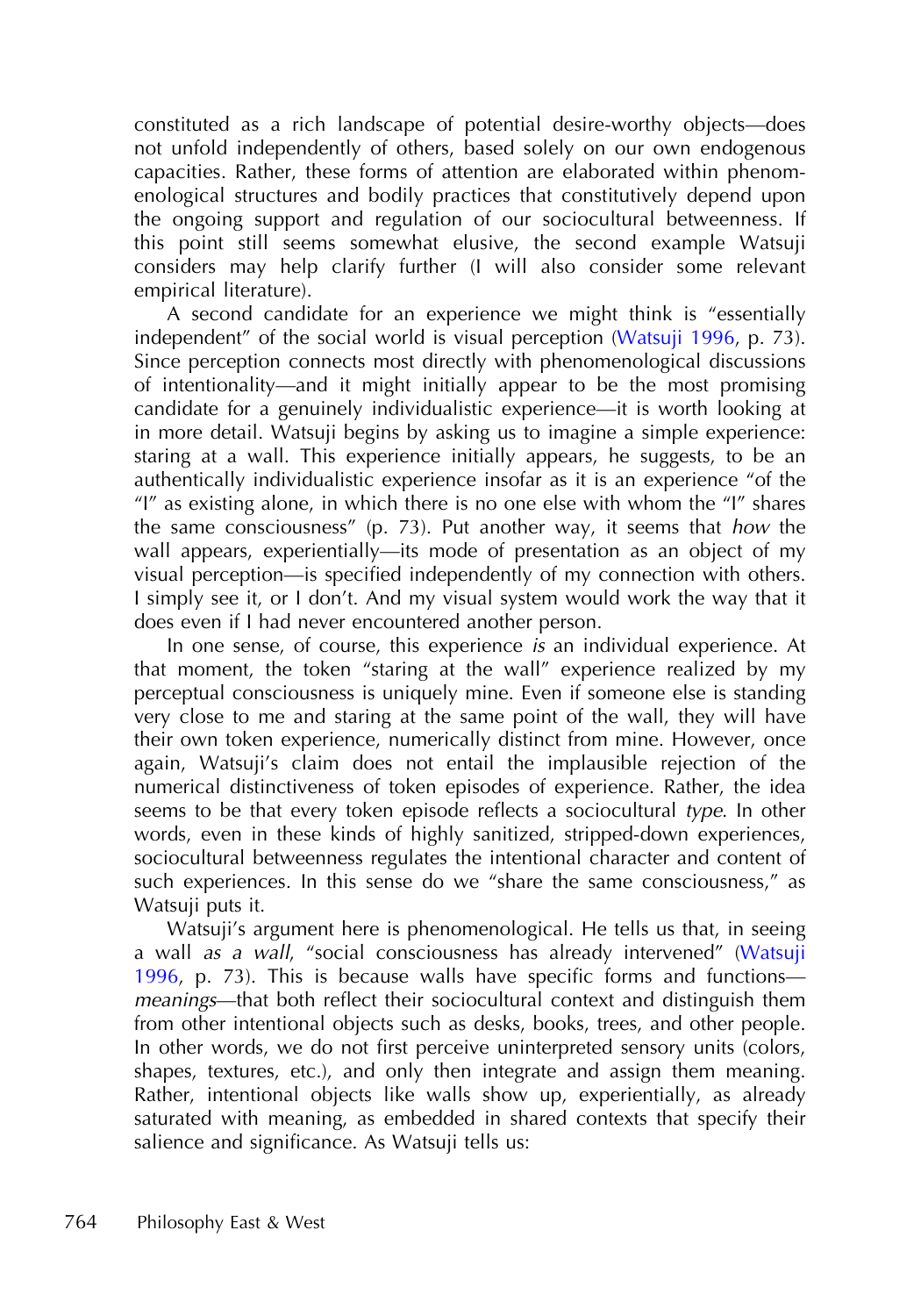constituted as a rich landscape of potential desire-worthy objects—does not unfold independently of others, based solely on our own endogenous capacities. Rather, these forms of attention are elaborated within phenomenological structures and bodily practices that constitutively depend upon the ongoing support and regulation of our sociocultural betweenness. If this point still seems somewhat elusive, the second example Watsuji considers may help clarify further (I will also consider some relevant empirical literature).

A second candidate for an experience we might think is "essentially independent" of the social world is visual perception (Watsuji 1996, p. 73). Since perception connects most directly with phenomenological discussions of intentionality—and it might initially appear to be the most promising candidate for a genuinely individualistic experience—it is worth looking at in more detail. Watsuji begins by asking us to imagine a simple experience: staring at a wall. This experience initially appears, he suggests, to be an authentically individualistic experience insofar as it is an experience "of the "I" as existing alone, in which there is no one else with whom the "I" shares the same consciousness" (p. 73). Put another way, it seems that *how* the wall appears, experientially—its mode of presentation as an object of my visual perception—is specified independently of my connection with others. I simply see it, or I don't. And my visual system would work the way that it does even if I had never encountered another person.

In one sense, of course, this experience *is* an individual experience. At that moment, the token "staring at the wall" experience realized by my perceptual consciousness is uniquely mine. Even if someone else is standing very close to me and staring at the same point of the wall, they will have their own token experience, numerically distinct from mine. However, once again, Watsuji's claim does not entail the implausible rejection of the numerical distinctiveness of token episodes of experience. Rather, the idea seems to be that every token episode reflects a sociocultural *type*. In other words, even in these kinds of highly sanitized, stripped-down experiences, sociocultural betweenness regulates the intentional character and content of such experiences. In this sense do we "share the same consciousness," as Watsuji puts it.

Watsuji's argument here is phenomenological. He tells us that, in seeing a wall *as a wall*, "social consciousness has already intervened" (Watsuji 1996, p. 73). This is because walls have specific forms and functions—*meanings*—that both reflect their sociocultural context and distinguish them from other intentional objects such as desks, books, trees, and other people. In other words, we do not first perceive uninterpreted sensory units (colors, shapes, textures, etc.), and only then integrate and assign them meaning. Rather, intentional objects like walls show up, experientially, as already saturated with meaning, as embedded in shared contexts that specify their salience and significance. As Watsuji tells us: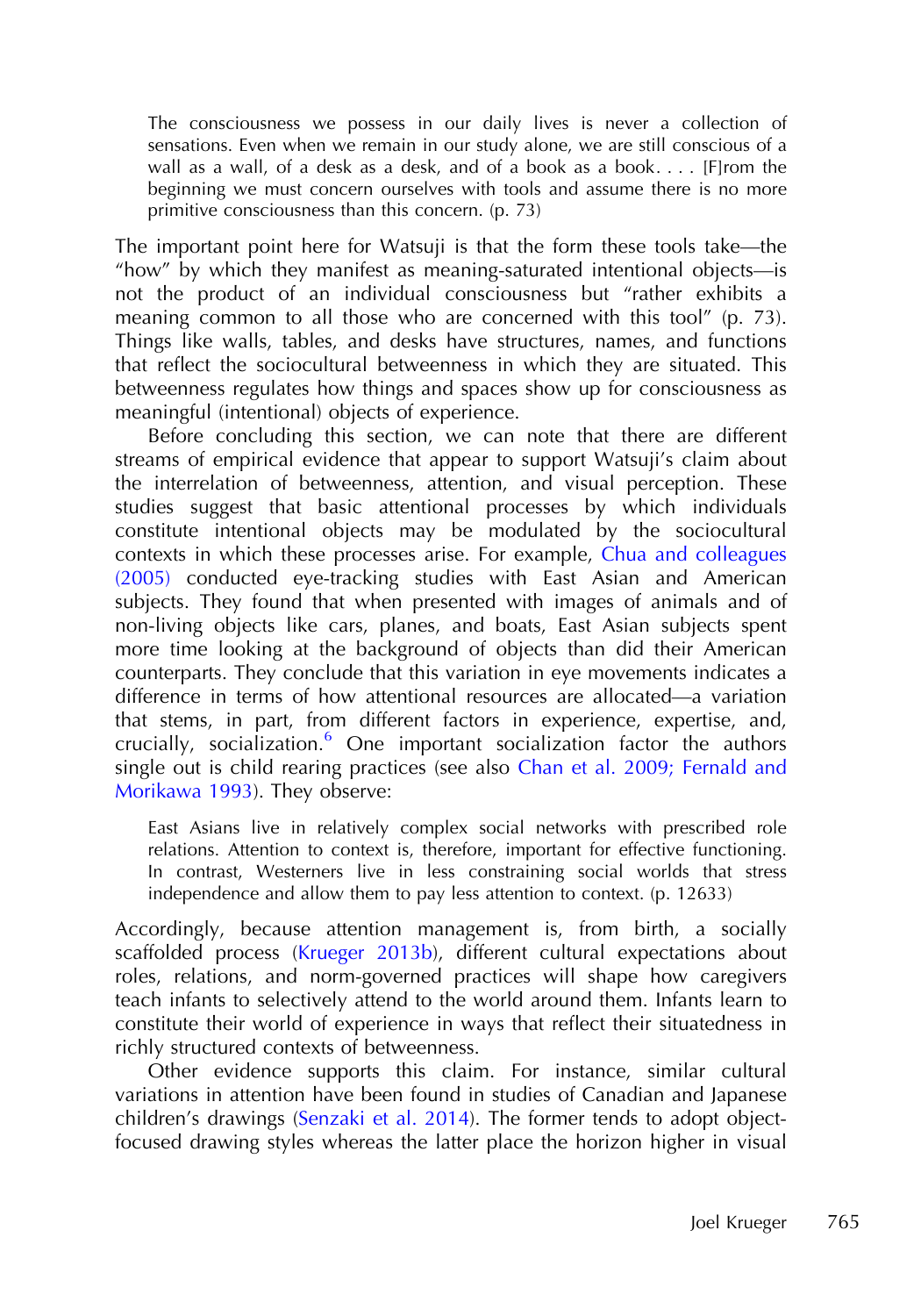> The consciousness we possess in our daily lives is never a collection of sensations. Even when we remain in our study alone, we are still conscious of a wall as a wall, of a desk as a desk, and of a book as a book. . . . [F]rom the beginning we must concern ourselves with tools and assume there is no more primitive consciousness than this concern. (p. 73)

The important point here for Watsuji is that the form these tools take—the "how" by which they manifest as meaning-saturated intentional objects—is not the product of an individual consciousness but "rather exhibits a meaning common to all those who are concerned with this tool" (p. 73). Things like walls, tables, and desks have structures, names, and functions that reflect the sociocultural betweenness in which they are situated. This betweenness regulates how things and spaces show up for consciousness as meaningful (intentional) objects of experience.

Before concluding this section, we can note that there are different streams of empirical evidence that appear to support Watsuji's claim about the interrelation of betweenness, attention, and visual perception. These studies suggest that basic attentional processes by which individuals constitute intentional objects may be modulated by the sociocultural contexts in which these processes arise. For example, Chua and colleagues (2005) conducted eye-tracking studies with East Asian and American subjects. They found that when presented with images of animals and of non-living objects like cars, planes, and boats, East Asian subjects spent more time looking at the background of objects than did their American counterparts. They conclude that this variation in eye movements indicates a difference in terms of how attentional resources are allocated—a variation that stems, in part, from different factors in experience, expertise, and, crucially, socialization.[6] One important socialization factor the authors single out is child rearing practices (see also Chan et al. 2009; Fernald and Morikawa 1993). They observe:

> East Asians live in relatively complex social networks with prescribed role relations. Attention to context is, therefore, important for effective functioning. In contrast, Westerners live in less constraining social worlds that stress independence and allow them to pay less attention to context. (p. 12633)

Accordingly, because attention management is, from birth, a socially scaffolded process (Krueger 2013b), different cultural expectations about roles, relations, and norm-governed practices will shape how caregivers teach infants to selectively attend to the world around them. Infants learn to constitute their world of experience in ways that reflect their situatedness in richly structured contexts of betweenness.

Other evidence supports this claim. For instance, similar cultural variations in attention have been found in studies of Canadian and Japanese children's drawings (Senzaki et al. 2014). The former tends to adopt object-focused drawing styles whereas the latter place the horizon higher in visual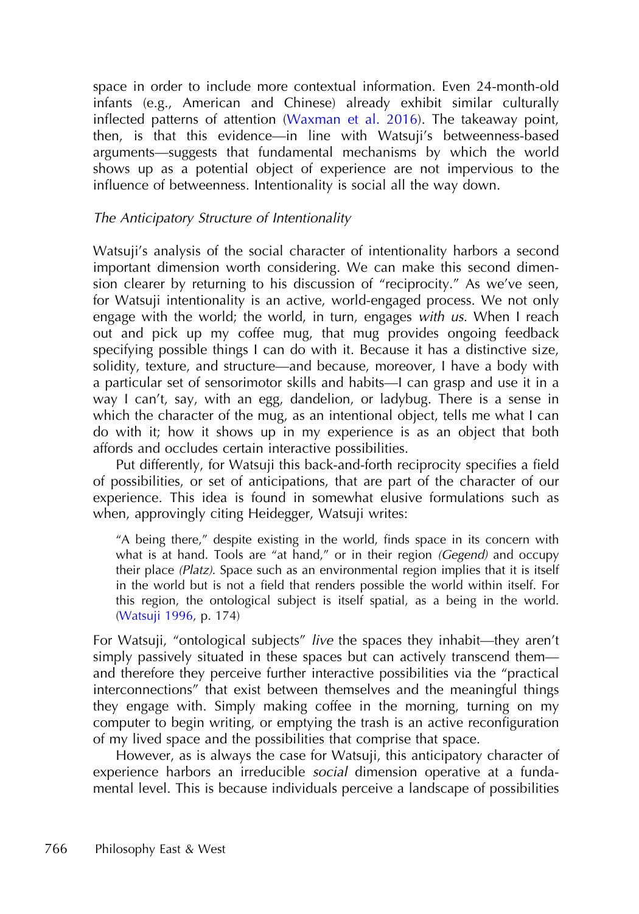space in order to include more contextual information. Even 24-month-old infants (e.g., American and Chinese) already exhibit similar culturally inflected patterns of attention (Waxman et al. 2016). The takeaway point, then, is that this evidence—in line with Watsuji's betweenness-based arguments—suggests that fundamental mechanisms by which the world shows up as a potential object of experience are not impervious to the influence of betweenness. Intentionality is social all the way down.

### *The Anticipatory Structure of Intentionality*

Watsuji's analysis of the social character of intentionality harbors a second important dimension worth considering. We can make this second dimension clearer by returning to his discussion of "reciprocity." As we've seen, for Watsuji intentionality is an active, world-engaged process. We not only engage with the world; the world, in turn, engages *with us*. When I reach out and pick up my coffee mug, that mug provides ongoing feedback specifying possible things I can do with it. Because it has a distinctive size, solidity, texture, and structure—and because, moreover, I have a body with a particular set of sensorimotor skills and habits—I can grasp and use it in a way I can't, say, with an egg, dandelion, or ladybug. There is a sense in which the character of the mug, as an intentional object, tells me what I can do with it; how it shows up in my experience is as an object that both affords and occludes certain interactive possibilities.

Put differently, for Watsuji this back-and-forth reciprocity specifies a field of possibilities, or set of anticipations, that are part of the character of our experience. This idea is found in somewhat elusive formulations such as when, approvingly citing Heidegger, Watsuji writes:

> "A being there," despite existing in the world, finds space in its concern with what is at hand. Tools are "at hand," or in their region *(Gegend)* and occupy their place *(Platz)*. Space such as an environmental region implies that it is itself in the world but is not a field that renders possible the world within itself. For this region, the ontological subject is itself spatial, as a being in the world. (Watsuji 1996, p. 174)

For Watsuji, "ontological subjects" *live* the spaces they inhabit—they aren't simply passively situated in these spaces but can actively transcend them—and therefore they perceive further interactive possibilities via the "practical interconnections" that exist between themselves and the meaningful things they engage with. Simply making coffee in the morning, turning on my computer to begin writing, or emptying the trash is an active reconfiguration of my lived space and the possibilities that comprise that space.

However, as is always the case for Watsuji, this anticipatory character of experience harbors an irreducible *social* dimension operative at a fundamental level. This is because individuals perceive a landscape of possibilities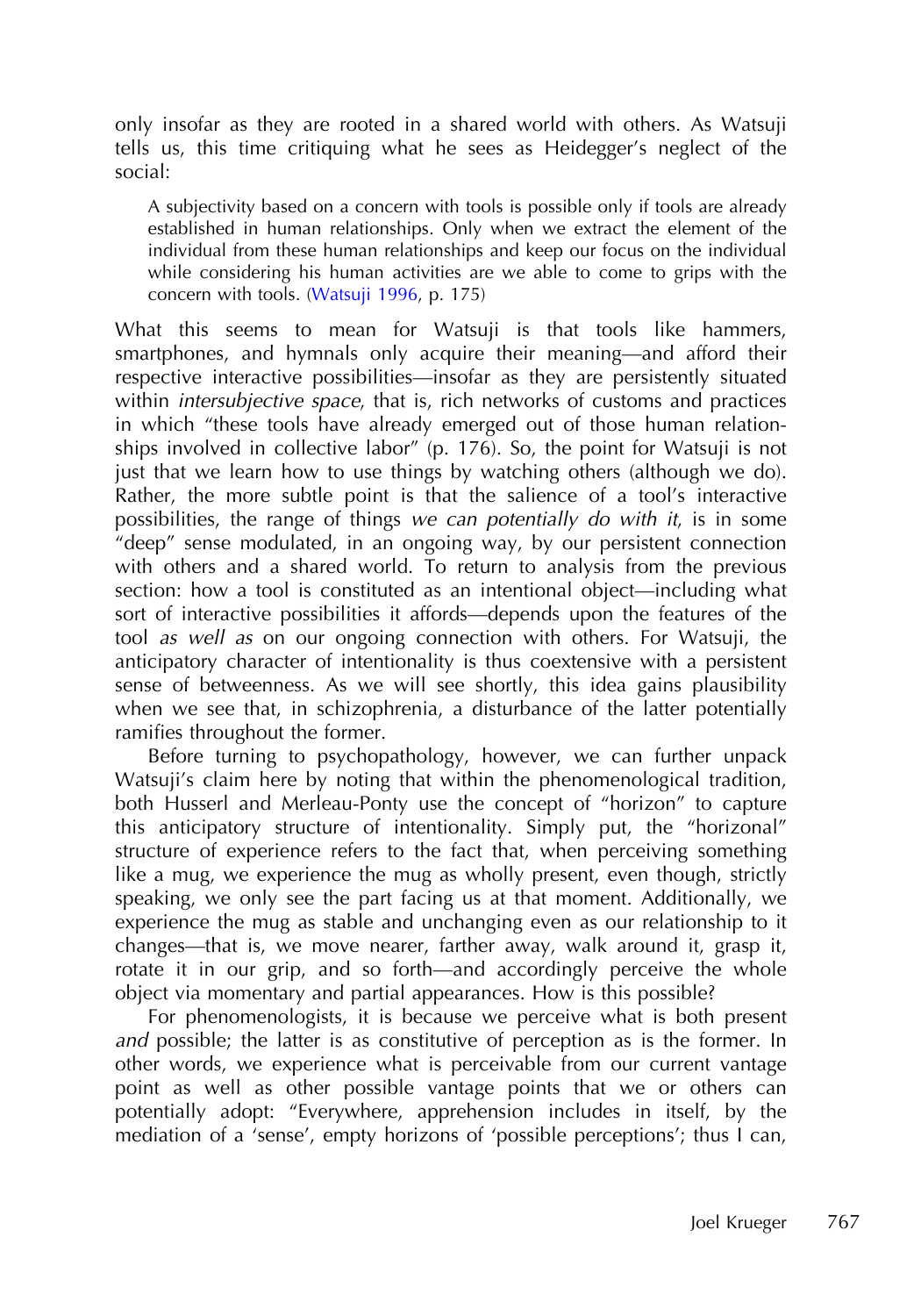only insofar as they are rooted in a shared world with others. As Watsuji tells us, this time critiquing what he sees as Heidegger's neglect of the social:

> A subjectivity based on a concern with tools is possible only if tools are already established in human relationships. Only when we extract the element of the individual from these human relationships and keep our focus on the individual while considering his human activities are we able to come to grips with the concern with tools. (Watsuji 1996, p. 175)

What this seems to mean for Watsuji is that tools like hammers, smartphones, and hymnals only acquire their meaning—and afford their respective interactive possibilities—insofar as they are persistently situated within *intersubjective space*, that is, rich networks of customs and practices in which "these tools have already emerged out of those human relationships involved in collective labor" (p. 176). So, the point for Watsuji is not just that we learn how to use things by watching others (although we do). Rather, the more subtle point is that the salience of a tool's interactive possibilities, the range of things *we can potentially do with it*, is in some "deep" sense modulated, in an ongoing way, by our persistent connection with others and a shared world. To return to analysis from the previous section: how a tool is constituted as an intentional object—including what sort of interactive possibilities it affords—depends upon the features of the tool *as well as* on our ongoing connection with others. For Watsuji, the anticipatory character of intentionality is thus coextensive with a persistent sense of betweenness. As we will see shortly, this idea gains plausibility when we see that, in schizophrenia, a disturbance of the latter potentially ramifies throughout the former.

Before turning to psychopathology, however, we can further unpack Watsuji's claim here by noting that within the phenomenological tradition, both Husserl and Merleau-Ponty use the concept of "horizon" to capture this anticipatory structure of intentionality. Simply put, the "horizonal" structure of experience refers to the fact that, when perceiving something like a mug, we experience the mug as wholly present, even though, strictly speaking, we only see the part facing us at that moment. Additionally, we experience the mug as stable and unchanging even as our relationship to it changes—that is, we move nearer, farther away, walk around it, grasp it, rotate it in our grip, and so forth—and accordingly perceive the whole object via momentary and partial appearances. How is this possible?

For phenomenologists, it is because we perceive what is both present *and* possible; the latter is as constitutive of perception as is the former. In other words, we experience what is perceivable from our current vantage point as well as other possible vantage points that we or others can potentially adopt: "Everywhere, apprehension includes in itself, by the mediation of a 'sense', empty horizons of 'possible perceptions'; thus I can,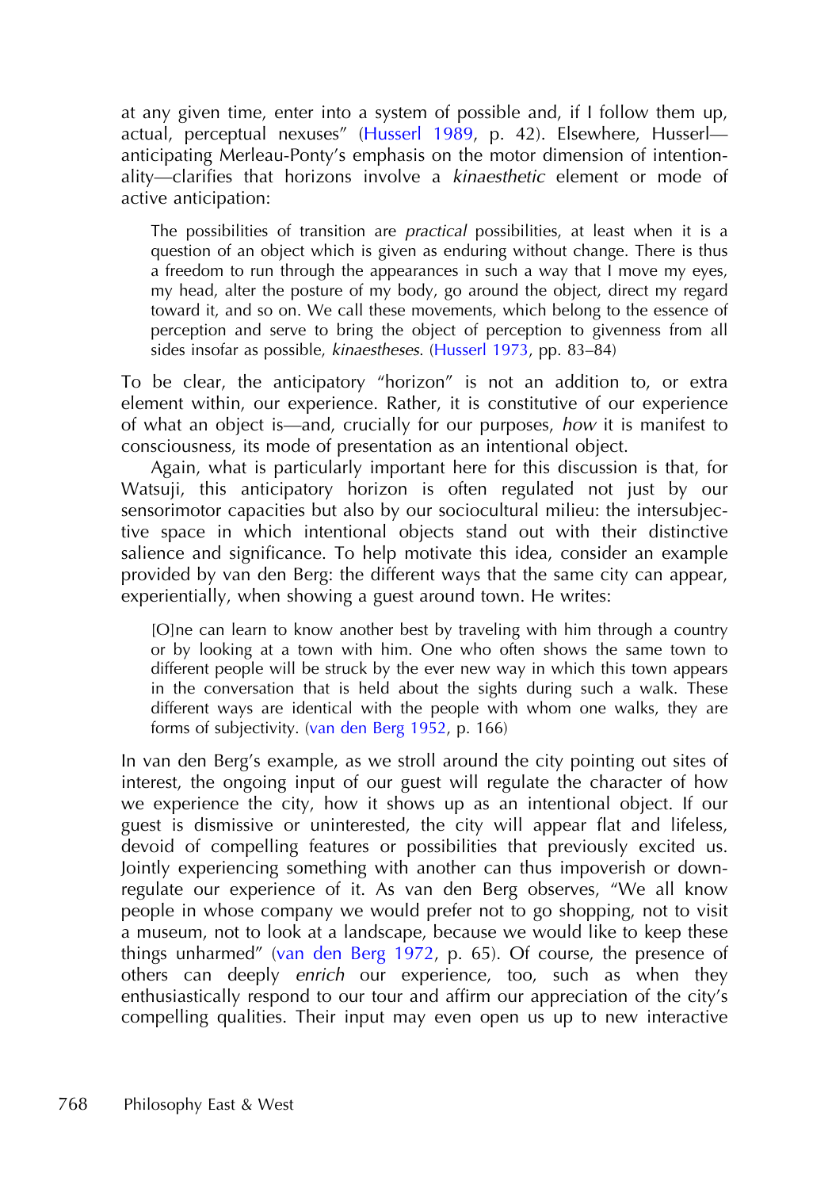at any given time, enter into a system of possible and, if I follow them up, actual, perceptual nexuses" (Husserl 1989, p. 42). Elsewhere, Husserl—anticipating Merleau-Ponty's emphasis on the motor dimension of intentionality—clarifies that horizons involve a *kinaesthetic* element or mode of active anticipation:

> The possibilities of transition are *practical* possibilities, at least when it is a question of an object which is given as enduring without change. There is thus a freedom to run through the appearances in such a way that I move my eyes, my head, alter the posture of my body, go around the object, direct my regard toward it, and so on. We call these movements, which belong to the essence of perception and serve to bring the object of perception to givenness from all sides insofar as possible, *kinaestheses*. (Husserl 1973, pp. 83–84)

To be clear, the anticipatory "horizon" is not an addition to, or extra element within, our experience. Rather, it is constitutive of our experience of what an object is—and, crucially for our purposes, *how* it is manifest to consciousness, its mode of presentation as an intentional object.

Again, what is particularly important here for this discussion is that, for Watsuji, this anticipatory horizon is often regulated not just by our sensorimotor capacities but also by our sociocultural milieu: the intersubjective space in which intentional objects stand out with their distinctive salience and significance. To help motivate this idea, consider an example provided by van den Berg: the different ways that the same city can appear, experientially, when showing a guest around town. He writes:

> [O]ne can learn to know another best by traveling with him through a country or by looking at a town with him. One who often shows the same town to different people will be struck by the ever new way in which this town appears in the conversation that is held about the sights during such a walk. These different ways are identical with the people with whom one walks, they are forms of subjectivity. (van den Berg 1952, p. 166)

In van den Berg's example, as we stroll around the city pointing out sites of interest, the ongoing input of our guest will regulate the character of how we experience the city, how it shows up as an intentional object. If our guest is dismissive or uninterested, the city will appear flat and lifeless, devoid of compelling features or possibilities that previously excited us. Jointly experiencing something with another can thus impoverish or down-regulate our experience of it. As van den Berg observes, "We all know people in whose company we would prefer not to go shopping, not to visit a museum, not to look at a landscape, because we would like to keep these things unharmed" (van den Berg 1972, p. 65). Of course, the presence of others can deeply *enrich* our experience, too, such as when they enthusiastically respond to our tour and affirm our appreciation of the city's compelling qualities. Their input may even open us up to new interactive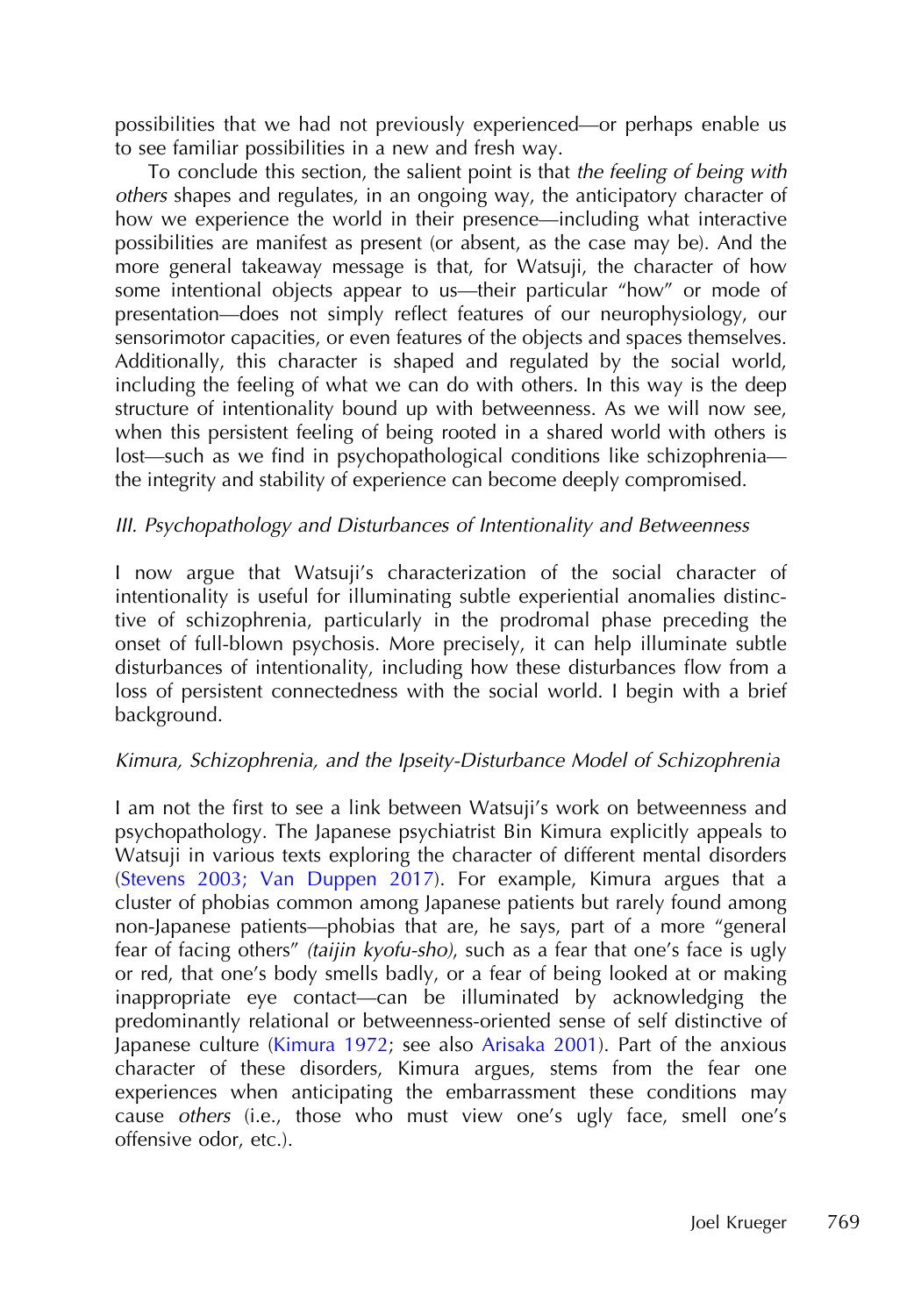possibilities that we had not previously experienced—or perhaps enable us to see familiar possibilities in a new and fresh way.

To conclude this section, the salient point is that *the feeling of being with others* shapes and regulates, in an ongoing way, the anticipatory character of how we experience the world in their presence—including what interactive possibilities are manifest as present (or absent, as the case may be). And the more general takeaway message is that, for Watsuji, the character of how some intentional objects appear to us—their particular "how" or mode of presentation—does not simply reflect features of our neurophysiology, our sensorimotor capacities, or even features of the objects and spaces themselves. Additionally, this character is shaped and regulated by the social world, including the feeling of what we can do with others. In this way is the deep structure of intentionality bound up with betweenness. As we will now see, when this persistent feeling of being rooted in a shared world with others is lost—such as we find in psychopathological conditions like schizophrenia—the integrity and stability of experience can become deeply compromised.

## *III. Psychopathology and Disturbances of Intentionality and Betweenness*

I now argue that Watsuji's characterization of the social character of intentionality is useful for illuminating subtle experiential anomalies distinctive of schizophrenia, particularly in the prodromal phase preceding the onset of full-blown psychosis. More precisely, it can help illuminate subtle disturbances of intentionality, including how these disturbances flow from a loss of persistent connectedness with the social world. I begin with a brief background.

### *Kimura, Schizophrenia, and the Ipseity-Disturbance Model of Schizophrenia*

I am not the first to see a link between Watsuji's work on betweenness and psychopathology. The Japanese psychiatrist Bin Kimura explicitly appeals to Watsuji in various texts exploring the character of different mental disorders (Stevens 2003; Van Duppen 2017). For example, Kimura argues that a cluster of phobias common among Japanese patients but rarely found among non-Japanese patients—phobias that are, he says, part of a more "general fear of facing others" *(taijin kyofu-sho)*, such as a fear that one's face is ugly or red, that one's body smells badly, or a fear of being looked at or making inappropriate eye contact—can be illuminated by acknowledging the predominantly relational or betweenness-oriented sense of self distinctive of Japanese culture (Kimura 1972; see also Arisaka 2001). Part of the anxious character of these disorders, Kimura argues, stems from the fear one experiences when anticipating the embarrassment these conditions may cause *others* (i.e., those who must view one's ugly face, smell one's offensive odor, etc.).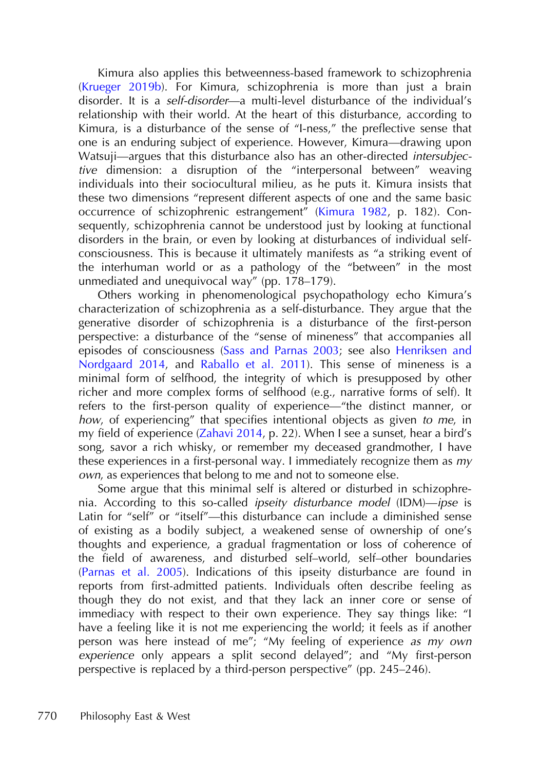Kimura also applies this betweenness-based framework to schizophrenia (Krueger 2019b). For Kimura, schizophrenia is more than just a brain disorder. It is a *self-disorder*—a multi-level disturbance of the individual's relationship with their world. At the heart of this disturbance, according to Kimura, is a disturbance of the sense of "I-ness," the preflective sense that one is an enduring subject of experience. However, Kimura—drawing upon Watsuji—argues that this disturbance also has an other-directed *intersubjective* dimension: a disruption of the "interpersonal between" weaving individuals into their sociocultural milieu, as he puts it. Kimura insists that these two dimensions "represent different aspects of one and the same basic occurrence of schizophrenic estrangement" (Kimura 1982, p. 182). Consequently, schizophrenia cannot be understood just by looking at functional disorders in the brain, or even by looking at disturbances of individual self-consciousness. This is because it ultimately manifests as "a striking event of the interhuman world or as a pathology of the "between" in the most unmediated and unequivocal way" (pp. 178–179).

Others working in phenomenological psychopathology echo Kimura's characterization of schizophrenia as a self-disturbance. They argue that the generative disorder of schizophrenia is a disturbance of the first-person perspective: a disturbance of the "sense of mineness" that accompanies all episodes of consciousness (Sass and Parnas 2003; see also Henriksen and Nordgaard 2014, and Raballo et al. 2011). This sense of mineness is a minimal form of selfhood, the integrity of which is presupposed by other richer and more complex forms of selfhood (e.g., narrative forms of self). It refers to the first-person quality of experience—"the distinct manner, or *how*, of experiencing" that specifies intentional objects as given *to me*, in my field of experience (Zahavi 2014, p. 22). When I see a sunset, hear a bird's song, savor a rich whisky, or remember my deceased grandmother, I have these experiences in a first-personal way. I immediately recognize them as *my own*, as experiences that belong to me and not to someone else.

Some argue that this minimal self is altered or disturbed in schizophrenia. According to this so-called *ipseity disturbance model* (IDM)—*ipse* is Latin for "self" or "itself"—this disturbance can include a diminished sense of existing as a bodily subject, a weakened sense of ownership of one's thoughts and experience, a gradual fragmentation or loss of coherence of the field of awareness, and disturbed self–world, self–other boundaries (Parnas et al. 2005). Indications of this ipseity disturbance are found in reports from first-admitted patients. Individuals often describe feeling as though they do not exist, and that they lack an inner core or sense of immediacy with respect to their own experience. They say things like: "I have a feeling like it is not me experiencing the world; it feels as if another person was here instead of me"; "My feeling of experience *as my own experience* only appears a split second delayed"; and "My first-person perspective is replaced by a third-person perspective" (pp. 245–246).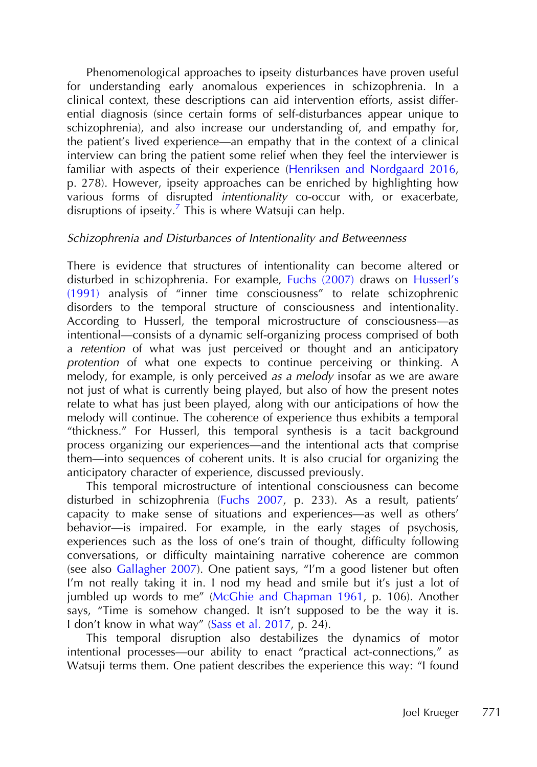Phenomenological approaches to ipseity disturbances have proven useful for understanding early anomalous experiences in schizophrenia. In a clinical context, these descriptions can aid intervention efforts, assist differential diagnosis (since certain forms of self-disturbances appear unique to schizophrenia), and also increase our understanding of, and empathy for, the patient's lived experience—an empathy that in the context of a clinical interview can bring the patient some relief when they feel the interviewer is familiar with aspects of their experience (Henriksen and Nordgaard 2016, p. 278). However, ipseity approaches can be enriched by highlighting how various forms of disrupted *intentionality* co-occur with, or exacerbate, disruptions of ipseity.[7] This is where Watsuji can help.

*Schizophrenia and Disturbances of Intentionality and Betweenness*

There is evidence that structures of intentionality can become altered or disturbed in schizophrenia. For example, Fuchs (2007) draws on Husserl's (1991) analysis of "inner time consciousness" to relate schizophrenic disorders to the temporal structure of consciousness and intentionality. According to Husserl, the temporal microstructure of consciousness—as intentional—consists of a dynamic self-organizing process comprised of both a *retention* of what was just perceived or thought and an anticipatory *protention* of what one expects to continue perceiving or thinking. A melody, for example, is only perceived *as a melody* insofar as we are aware not just of what is currently being played, but also of how the present notes relate to what has just been played, along with our anticipations of how the melody will continue. The coherence of experience thus exhibits a temporal "thickness." For Husserl, this temporal synthesis is a tacit background process organizing our experiences—and the intentional acts that comprise them—into sequences of coherent units. It is also crucial for organizing the anticipatory character of experience, discussed previously.

This temporal microstructure of intentional consciousness can become disturbed in schizophrenia (Fuchs 2007, p. 233). As a result, patients' capacity to make sense of situations and experiences—as well as others' behavior—is impaired. For example, in the early stages of psychosis, experiences such as the loss of one's train of thought, difficulty following conversations, or difficulty maintaining narrative coherence are common (see also Gallagher 2007). One patient says, "I'm a good listener but often I'm not really taking it in. I nod my head and smile but it's just a lot of jumbled up words to me" (McGhie and Chapman 1961, p. 106). Another says, "Time is somehow changed. It isn't supposed to be the way it is. I don't know in what way" (Sass et al. 2017, p. 24).

This temporal disruption also destabilizes the dynamics of motor intentional processes—our ability to enact "practical act-connections," as Watsuji terms them. One patient describes the experience this way: "I found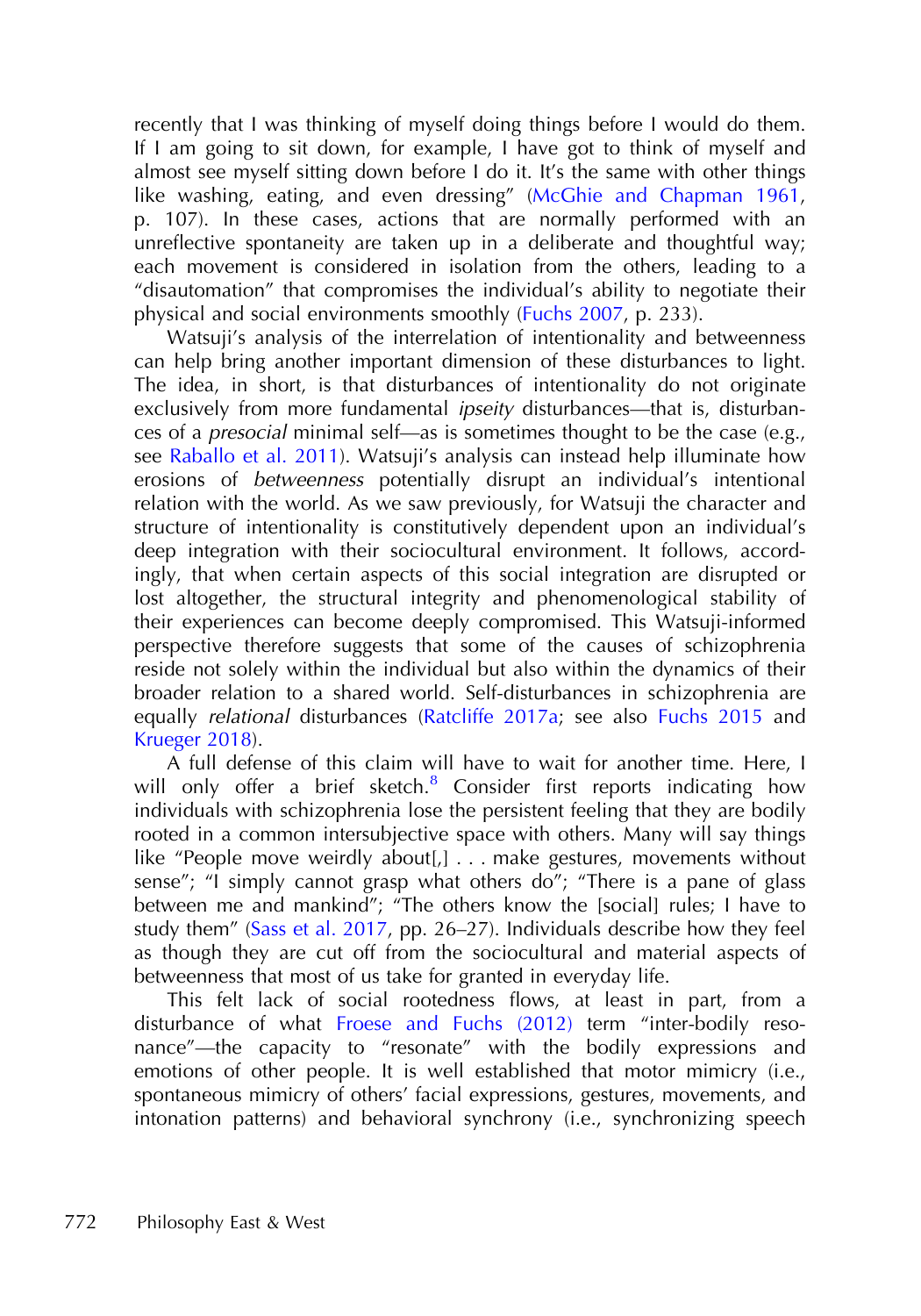recently that I was thinking of myself doing things before I would do them. If I am going to sit down, for example, I have got to think of myself and almost see myself sitting down before I do it. It's the same with other things like washing, eating, and even dressing" (McGhie and Chapman 1961, p. 107). In these cases, actions that are normally performed with an unreflective spontaneity are taken up in a deliberate and thoughtful way; each movement is considered in isolation from the others, leading to a "disautomation" that compromises the individual's ability to negotiate their physical and social environments smoothly (Fuchs 2007, p. 233).

Watsuji's analysis of the interrelation of intentionality and betweenness can help bring another important dimension of these disturbances to light. The idea, in short, is that disturbances of intentionality do not originate exclusively from more fundamental *ipseity* disturbances—that is, disturbances of a *presocial* minimal self—as is sometimes thought to be the case (e.g., see Raballo et al. 2011). Watsuji's analysis can instead help illuminate how erosions of *betweenness* potentially disrupt an individual's intentional relation with the world. As we saw previously, for Watsuji the character and structure of intentionality is constitutively dependent upon an individual's deep integration with their sociocultural environment. It follows, accordingly, that when certain aspects of this social integration are disrupted or lost altogether, the structural integrity and phenomenological stability of their experiences can become deeply compromised. This Watsuji-informed perspective therefore suggests that some of the causes of schizophrenia reside not solely within the individual but also within the dynamics of their broader relation to a shared world. Self-disturbances in schizophrenia are equally *relational* disturbances (Ratcliffe 2017a; see also Fuchs 2015 and Krueger 2018).

A full defense of this claim will have to wait for another time. Here, I will only offer a brief sketch.[8] Consider first reports indicating how individuals with schizophrenia lose the persistent feeling that they are bodily rooted in a common intersubjective space with others. Many will say things like "People move weirdly about[,] . . . make gestures, movements without sense"; "I simply cannot grasp what others do"; "There is a pane of glass between me and mankind"; "The others know the [social] rules; I have to study them" (Sass et al. 2017, pp. 26–27). Individuals describe how they feel as though they are cut off from the sociocultural and material aspects of betweenness that most of us take for granted in everyday life.

This felt lack of social rootedness flows, at least in part, from a disturbance of what Froese and Fuchs (2012) term "inter-bodily resonance"—the capacity to "resonate" with the bodily expressions and emotions of other people. It is well established that motor mimicry (i.e., spontaneous mimicry of others' facial expressions, gestures, movements, and intonation patterns) and behavioral synchrony (i.e., synchronizing speech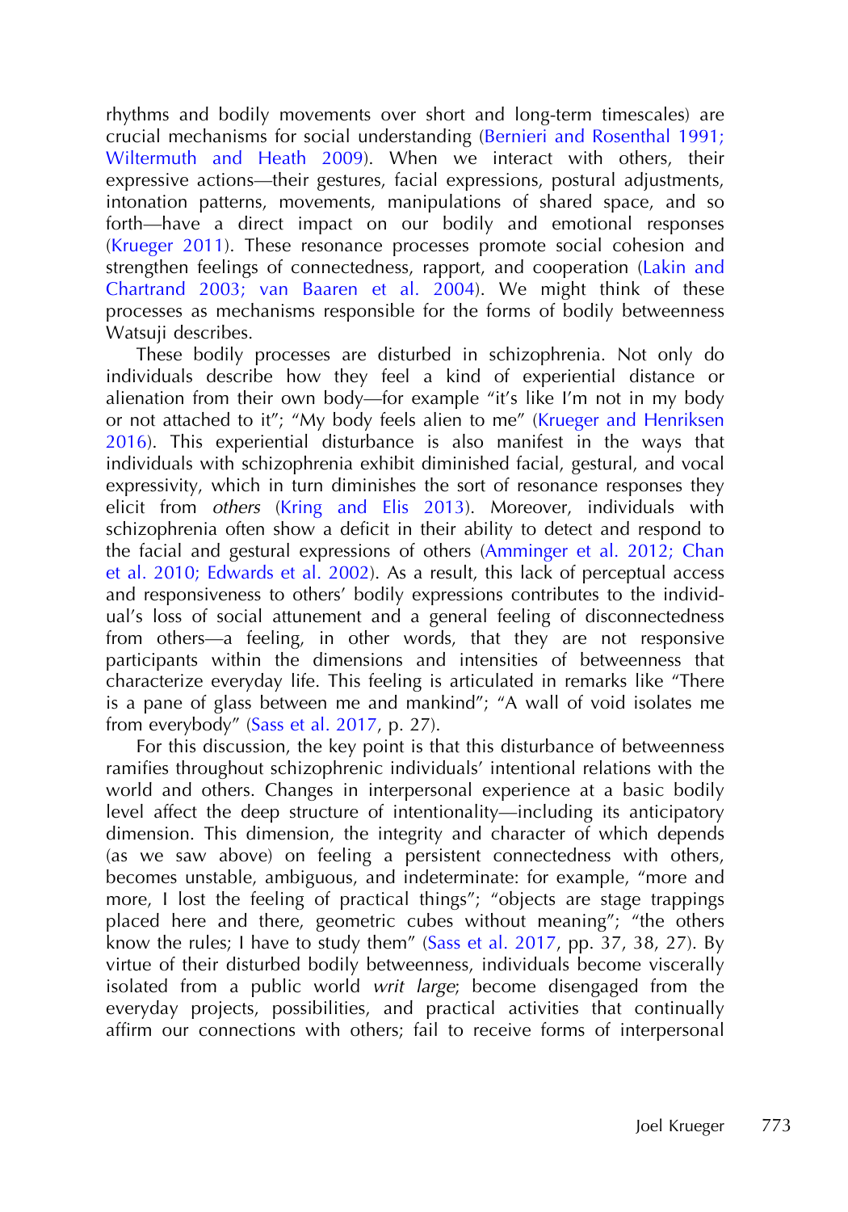rhythms and bodily movements over short and long-term timescales) are crucial mechanisms for social understanding (Bernieri and Rosenthal 1991; Wiltermuth and Heath 2009). When we interact with others, their expressive actions—their gestures, facial expressions, postural adjustments, intonation patterns, movements, manipulations of shared space, and so forth—have a direct impact on our bodily and emotional responses (Krueger 2011). These resonance processes promote social cohesion and strengthen feelings of connectedness, rapport, and cooperation (Lakin and Chartrand 2003; van Baaren et al. 2004). We might think of these processes as mechanisms responsible for the forms of bodily betweenness Watsuji describes.

These bodily processes are disturbed in schizophrenia. Not only do individuals describe how they feel a kind of experiential distance or alienation from their own body—for example "it's like I'm not in my body or not attached to it"; "My body feels alien to me" (Krueger and Henriksen 2016). This experiential disturbance is also manifest in the ways that individuals with schizophrenia exhibit diminished facial, gestural, and vocal expressivity, which in turn diminishes the sort of resonance responses they elicit from *others* (Kring and Elis 2013). Moreover, individuals with schizophrenia often show a deficit in their ability to detect and respond to the facial and gestural expressions of others (Amminger et al. 2012; Chan et al. 2010; Edwards et al. 2002). As a result, this lack of perceptual access and responsiveness to others' bodily expressions contributes to the individual's loss of social attunement and a general feeling of disconnectedness from others—a feeling, in other words, that they are not responsive participants within the dimensions and intensities of betweenness that characterize everyday life. This feeling is articulated in remarks like "There is a pane of glass between me and mankind"; "A wall of void isolates me from everybody" (Sass et al. 2017, p. 27).

For this discussion, the key point is that this disturbance of betweenness ramifies throughout schizophrenic individuals' intentional relations with the world and others. Changes in interpersonal experience at a basic bodily level affect the deep structure of intentionality—including its anticipatory dimension. This dimension, the integrity and character of which depends (as we saw above) on feeling a persistent connectedness with others, becomes unstable, ambiguous, and indeterminate: for example, "more and more, I lost the feeling of practical things"; "objects are stage trappings placed here and there, geometric cubes without meaning"; "the others know the rules; I have to study them" (Sass et al. 2017, pp. 37, 38, 27). By virtue of their disturbed bodily betweenness, individuals become viscerally isolated from a public world *writ large*; become disengaged from the everyday projects, possibilities, and practical activities that continually affirm our connections with others; fail to receive forms of interpersonal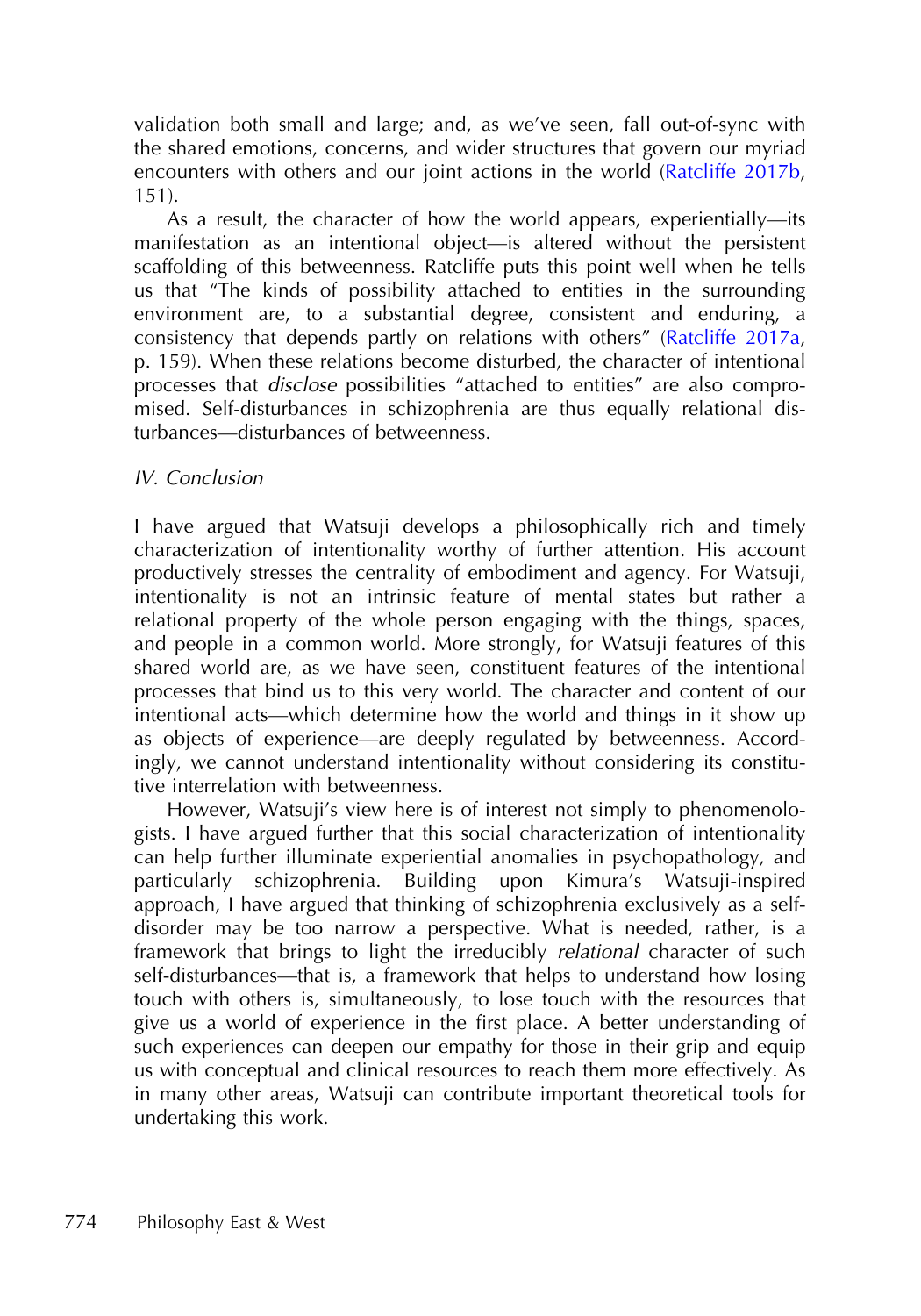validation both small and large; and, as we've seen, fall out-of-sync with the shared emotions, concerns, and wider structures that govern our myriad encounters with others and our joint actions in the world (Ratcliffe 2017b, 151).

As a result, the character of how the world appears, experientially—its manifestation as an intentional object—is altered without the persistent scaffolding of this betweenness. Ratcliffe puts this point well when he tells us that "The kinds of possibility attached to entities in the surrounding environment are, to a substantial degree, consistent and enduring, a consistency that depends partly on relations with others" (Ratcliffe 2017a, p. 159). When these relations become disturbed, the character of intentional processes that *disclose* possibilities "attached to entities" are also compromised. Self-disturbances in schizophrenia are thus equally relational disturbances—disturbances of betweenness.

### *IV. Conclusion*

I have argued that Watsuji develops a philosophically rich and timely characterization of intentionality worthy of further attention. His account productively stresses the centrality of embodiment and agency. For Watsuji, intentionality is not an intrinsic feature of mental states but rather a relational property of the whole person engaging with the things, spaces, and people in a common world. More strongly, for Watsuji features of this shared world are, as we have seen, constituent features of the intentional processes that bind us to this very world. The character and content of our intentional acts—which determine how the world and things in it show up as objects of experience—are deeply regulated by betweenness. Accordingly, we cannot understand intentionality without considering its constitutive interrelation with betweenness.

However, Watsuji's view here is of interest not simply to phenomenologists. I have argued further that this social characterization of intentionality can help further illuminate experiential anomalies in psychopathology, and particularly schizophrenia. Building upon Kimura's Watsuji-inspired approach, I have argued that thinking of schizophrenia exclusively as a self-disorder may be too narrow a perspective. What is needed, rather, is a framework that brings to light the irreducibly *relational* character of such self-disturbances—that is, a framework that helps to understand how losing touch with others is, simultaneously, to lose touch with the resources that give us a world of experience in the first place. A better understanding of such experiences can deepen our empathy for those in their grip and equip us with conceptual and clinical resources to reach them more effectively. As in many other areas, Watsuji can contribute important theoretical tools for undertaking this work.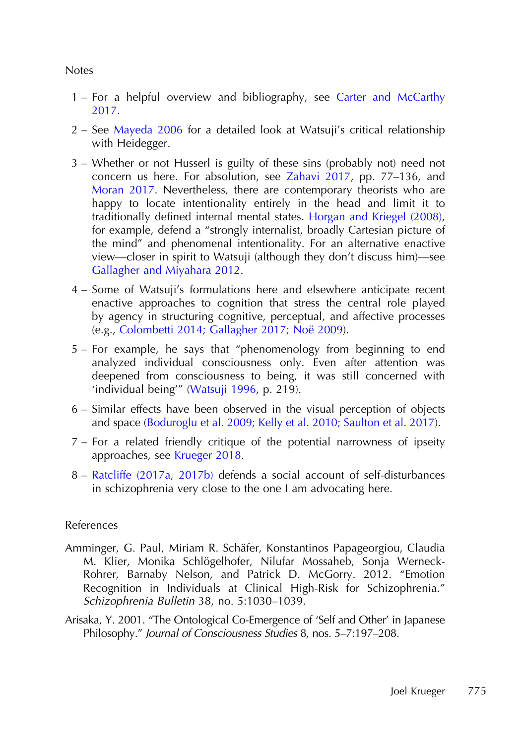## Notes

1 – For a helpful overview and bibliography, see Carter and McCarthy 2017.

2 – See Mayeda 2006 for a detailed look at Watsuji's critical relationship with Heidegger.

3 – Whether or not Husserl is guilty of these sins (probably not) need not concern us here. For absolution, see Zahavi 2017, pp. 77–136, and Moran 2017. Nevertheless, there are contemporary theorists who are happy to locate intentionality entirely in the head and limit it to traditionally defined internal mental states. Horgan and Kriegel (2008), for example, defend a "strongly internalist, broadly Cartesian picture of the mind" and phenomenal intentionality. For an alternative enactive view—closer in spirit to Watsuji (although they don't discuss him)—see Gallagher and Miyahara 2012.

4 – Some of Watsuji's formulations here and elsewhere anticipate recent enactive approaches to cognition that stress the central role played by agency in structuring cognitive, perceptual, and affective processes (e.g., Colombetti 2014; Gallagher 2017; Noë 2009).

5 – For example, he says that "phenomenology from beginning to end analyzed individual consciousness only. Even after attention was deepened from consciousness to being, it was still concerned with 'individual being'" (Watsuji 1996, p. 219).

6 – Similar effects have been observed in the visual perception of objects and space (Boduroglu et al. 2009; Kelly et al. 2010; Saulton et al. 2017).

7 – For a related friendly critique of the potential narrowness of ipseity approaches, see Krueger 2018.

8 – Ratcliffe (2017a, 2017b) defends a social account of self-disturbances in schizophrenia very close to the one I am advocating here.

## References

Amminger, G. Paul, Miriam R. Schäfer, Konstantinos Papageorgiou, Claudia M. Klier, Monika Schlögelhofer, Nilufar Mossaheb, Sonja Werneck-Rohrer, Barnaby Nelson, and Patrick D. McGorry. 2012. "Emotion Recognition in Individuals at Clinical High-Risk for Schizophrenia." *Schizophrenia Bulletin* 38, no. 5:1030–1039.

Arisaka, Y. 2001. "The Ontological Co-Emergence of 'Self and Other' in Japanese Philosophy." *Journal of Consciousness Studies* 8, nos. 5–7:197–208.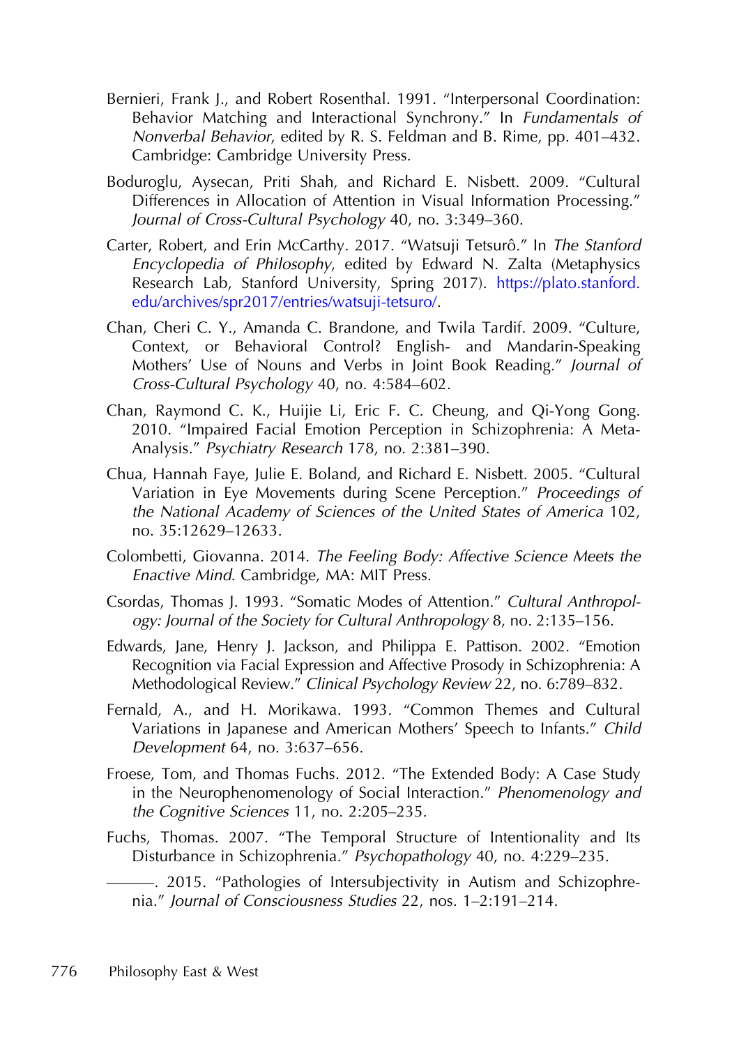Bernieri, Frank J., and Robert Rosenthal. 1991. "Interpersonal Coordination: Behavior Matching and Interactional Synchrony." In *Fundamentals of Nonverbal Behavior*, edited by R. S. Feldman and B. Rime, pp. 401–432. Cambridge: Cambridge University Press.

Boduroglu, Aysecan, Priti Shah, and Richard E. Nisbett. 2009. "Cultural Differences in Allocation of Attention in Visual Information Processing." *Journal of Cross-Cultural Psychology* 40, no. 3:349–360.

Carter, Robert, and Erin McCarthy. 2017. "Watsuji Tetsurô." In *The Stanford Encyclopedia of Philosophy*, edited by Edward N. Zalta (Metaphysics Research Lab, Stanford University, Spring 2017). https://plato.stanford.edu/archives/spr2017/entries/watsuji-tetsuro/.

Chan, Cheri C. Y., Amanda C. Brandone, and Twila Tardif. 2009. "Culture, Context, or Behavioral Control? English- and Mandarin-Speaking Mothers' Use of Nouns and Verbs in Joint Book Reading." *Journal of Cross-Cultural Psychology* 40, no. 4:584–602.

Chan, Raymond C. K., Huijie Li, Eric F. C. Cheung, and Qi-Yong Gong. 2010. "Impaired Facial Emotion Perception in Schizophrenia: A Meta-Analysis." *Psychiatry Research* 178, no. 2:381–390.

Chua, Hannah Faye, Julie E. Boland, and Richard E. Nisbett. 2005. "Cultural Variation in Eye Movements during Scene Perception." *Proceedings of the National Academy of Sciences of the United States of America* 102, no. 35:12629–12633.

Colombetti, Giovanna. 2014. *The Feeling Body: Affective Science Meets the Enactive Mind*. Cambridge, MA: MIT Press.

Csordas, Thomas J. 1993. "Somatic Modes of Attention." *Cultural Anthropology: Journal of the Society for Cultural Anthropology* 8, no. 2:135–156.

Edwards, Jane, Henry J. Jackson, and Philippa E. Pattison. 2002. "Emotion Recognition via Facial Expression and Affective Prosody in Schizophrenia: A Methodological Review." *Clinical Psychology Review* 22, no. 6:789–832.

Fernald, A., and H. Morikawa. 1993. "Common Themes and Cultural Variations in Japanese and American Mothers' Speech to Infants." *Child Development* 64, no. 3:637–656.

Froese, Tom, and Thomas Fuchs. 2012. "The Extended Body: A Case Study in the Neurophenomenology of Social Interaction." *Phenomenology and the Cognitive Sciences* 11, no. 2:205–235.

Fuchs, Thomas. 2007. "The Temporal Structure of Intentionality and Its Disturbance in Schizophrenia." *Psychopathology* 40, no. 4:229–235.

———. 2015. "Pathologies of Intersubjectivity in Autism and Schizophrenia." *Journal of Consciousness Studies* 22, nos. 1–2:191–214.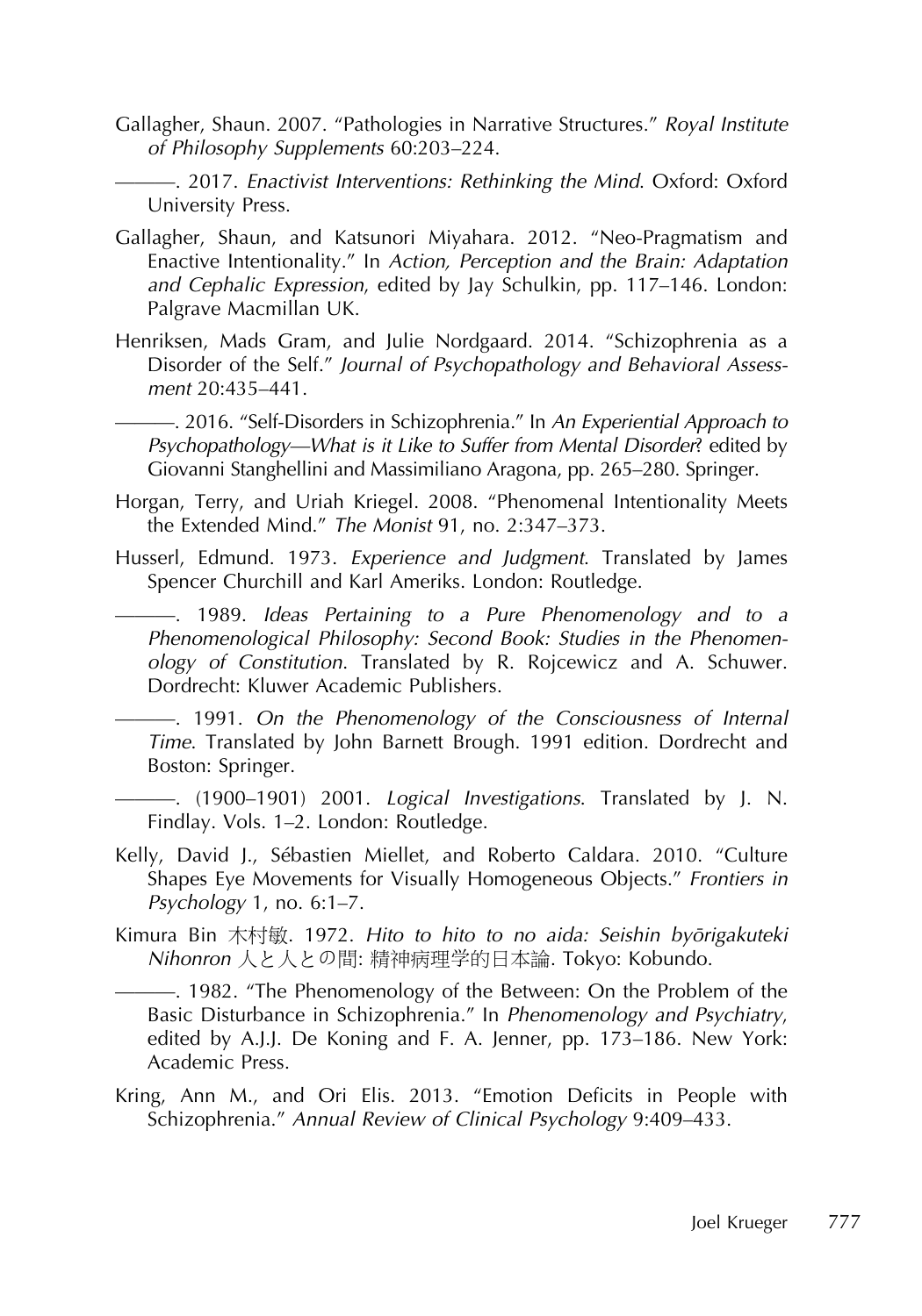Gallagher, Shaun. 2007. "Pathologies in Narrative Structures." *Royal Institute of Philosophy Supplements* 60:203–224.

———. 2017. *Enactivist Interventions: Rethinking the Mind*. Oxford: Oxford University Press.

Gallagher, Shaun, and Katsunori Miyahara. 2012. "Neo-Pragmatism and Enactive Intentionality." In *Action, Perception and the Brain: Adaptation and Cephalic Expression*, edited by Jay Schulkin, pp. 117–146. London: Palgrave Macmillan UK.

Henriksen, Mads Gram, and Julie Nordgaard. 2014. "Schizophrenia as a Disorder of the Self." *Journal of Psychopathology and Behavioral Assessment* 20:435–441.

———. 2016. "Self-Disorders in Schizophrenia." In *An Experiential Approach to Psychopathology—What is it Like to Suffer from Mental Disorder*? edited by Giovanni Stanghellini and Massimiliano Aragona, pp. 265–280. Springer.

Horgan, Terry, and Uriah Kriegel. 2008. "Phenomenal Intentionality Meets the Extended Mind." *The Monist* 91, no. 2:347–373.

Husserl, Edmund. 1973. *Experience and Judgment*. Translated by James Spencer Churchill and Karl Ameriks. London: Routledge.

———. 1989. *Ideas Pertaining to a Pure Phenomenology and to a Phenomenological Philosophy: Second Book: Studies in the Phenomenology of Constitution*. Translated by R. Rojcewicz and A. Schuwer. Dordrecht: Kluwer Academic Publishers.

———. 1991. *On the Phenomenology of the Consciousness of Internal Time*. Translated by John Barnett Brough. 1991 edition. Dordrecht and Boston: Springer.

———. (1900–1901) 2001. *Logical Investigations*. Translated by J. N. Findlay. Vols. 1–2. London: Routledge.

Kelly, David J., Sébastien Miellet, and Roberto Caldara. 2010. "Culture Shapes Eye Movements for Visually Homogeneous Objects." *Frontiers in Psychology* 1, no. 6:1–7.

Kimura Bin 木村敏. 1972. *Hito to hito to no aida: Seishin byōrigakuteki Nihonron* 人と人との間: 精神病理学的日本論. Tokyo: Kobundo.

———. 1982. "The Phenomenology of the Between: On the Problem of the Basic Disturbance in Schizophrenia." In *Phenomenology and Psychiatry*, edited by A.J.J. De Koning and F. A. Jenner, pp. 173–186. New York: Academic Press.

Kring, Ann M., and Ori Elis. 2013. "Emotion Deficits in People with Schizophrenia." *Annual Review of Clinical Psychology* 9:409–433.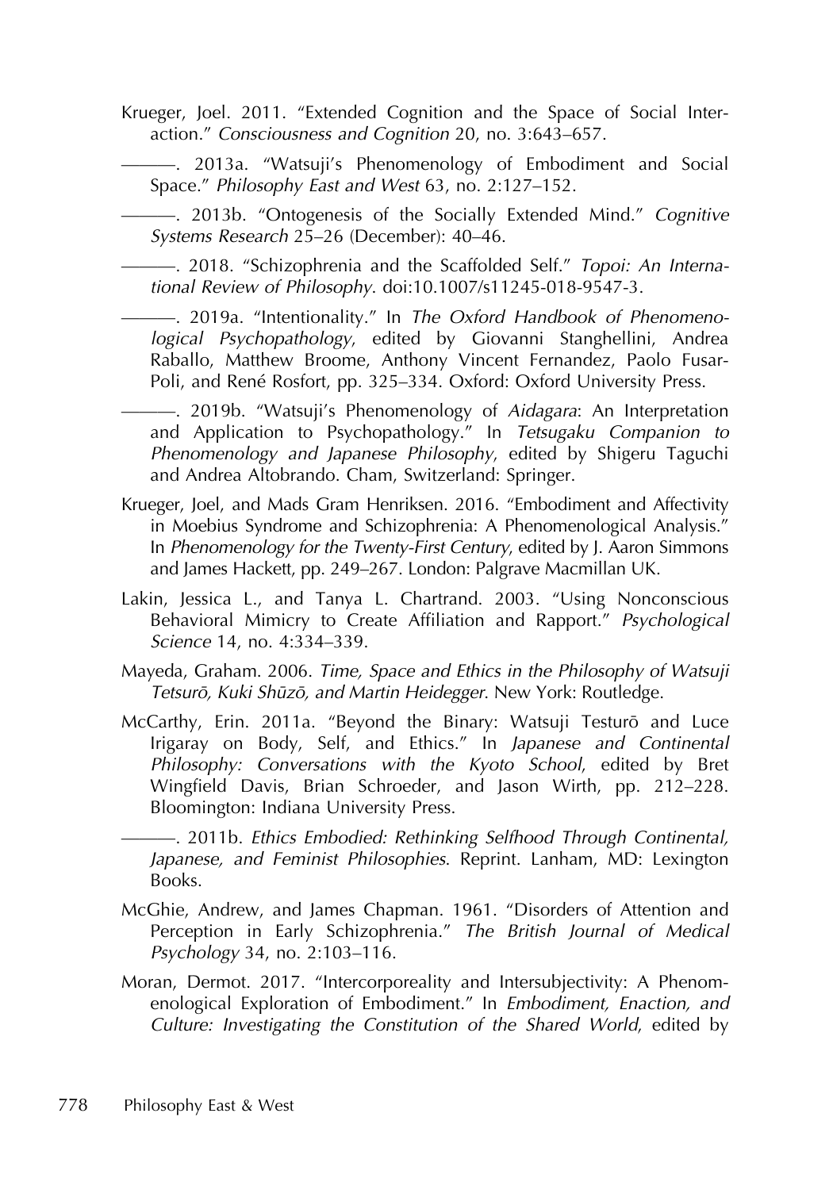Krueger, Joel. 2011. "Extended Cognition and the Space of Social Interaction." *Consciousness and Cognition* 20, no. 3:643–657.

———. 2013a. "Watsuji's Phenomenology of Embodiment and Social Space." *Philosophy East and West* 63, no. 2:127–152.

———. 2013b. "Ontogenesis of the Socially Extended Mind." *Cognitive Systems Research* 25–26 (December): 40–46.

———. 2018. "Schizophrenia and the Scaffolded Self." *Topoi: An International Review of Philosophy*. doi:10.1007/s11245-018-9547-3.

———. 2019a. "Intentionality." In *The Oxford Handbook of Phenomenological Psychopathology*, edited by Giovanni Stanghellini, Andrea Raballo, Matthew Broome, Anthony Vincent Fernandez, Paolo Fusar-Poli, and René Rosfort, pp. 325–334. Oxford: Oxford University Press.

———. 2019b. "Watsuji's Phenomenology of *Aidagara*: An Interpretation and Application to Psychopathology." In *Tetsugaku Companion to Phenomenology and Japanese Philosophy*, edited by Shigeru Taguchi and Andrea Altobrando. Cham, Switzerland: Springer.

Krueger, Joel, and Mads Gram Henriksen. 2016. "Embodiment and Affectivity in Moebius Syndrome and Schizophrenia: A Phenomenological Analysis." In *Phenomenology for the Twenty-First Century*, edited by J. Aaron Simmons and James Hackett, pp. 249–267. London: Palgrave Macmillan UK.

Lakin, Jessica L., and Tanya L. Chartrand. 2003. "Using Nonconscious Behavioral Mimicry to Create Affiliation and Rapport." *Psychological Science* 14, no. 4:334–339.

Mayeda, Graham. 2006. *Time, Space and Ethics in the Philosophy of Watsuji Tetsurō, Kuki Shūzō, and Martin Heidegger*. New York: Routledge.

McCarthy, Erin. 2011a. "Beyond the Binary: Watsuji Testurō and Luce Irigaray on Body, Self, and Ethics." In *Japanese and Continental Philosophy: Conversations with the Kyoto School*, edited by Bret Wingfield Davis, Brian Schroeder, and Jason Wirth, pp. 212–228. Bloomington: Indiana University Press.

———. 2011b. *Ethics Embodied: Rethinking Selfhood Through Continental, Japanese, and Feminist Philosophies*. Reprint. Lanham, MD: Lexington Books.

McGhie, Andrew, and James Chapman. 1961. "Disorders of Attention and Perception in Early Schizophrenia." *The British Journal of Medical Psychology* 34, no. 2:103–116.

Moran, Dermot. 2017. "Intercorporeality and Intersubjectivity: A Phenomenological Exploration of Embodiment." In *Embodiment, Enaction, and Culture: Investigating the Constitution of the Shared World*, edited by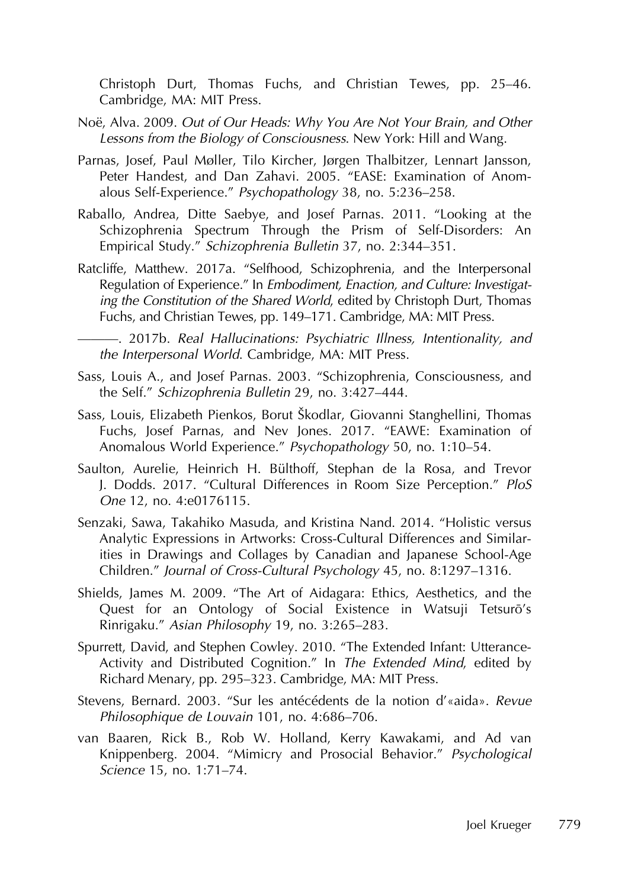Christoph Durt, Thomas Fuchs, and Christian Tewes, pp. 25–46. Cambridge, MA: MIT Press.

Noë, Alva. 2009. *Out of Our Heads: Why You Are Not Your Brain, and Other Lessons from the Biology of Consciousness*. New York: Hill and Wang.

Parnas, Josef, Paul Møller, Tilo Kircher, Jørgen Thalbitzer, Lennart Jansson, Peter Handest, and Dan Zahavi. 2005. "EASE: Examination of Anomalous Self-Experience." *Psychopathology* 38, no. 5:236–258.

Raballo, Andrea, Ditte Saebye, and Josef Parnas. 2011. "Looking at the Schizophrenia Spectrum Through the Prism of Self-Disorders: An Empirical Study." *Schizophrenia Bulletin* 37, no. 2:344–351.

Ratcliffe, Matthew. 2017a. "Selfhood, Schizophrenia, and the Interpersonal Regulation of Experience." In *Embodiment, Enaction, and Culture: Investigating the Constitution of the Shared World*, edited by Christoph Durt, Thomas Fuchs, and Christian Tewes, pp. 149–171. Cambridge, MA: MIT Press.

———. 2017b. *Real Hallucinations: Psychiatric Illness, Intentionality, and the Interpersonal World*. Cambridge, MA: MIT Press.

Sass, Louis A., and Josef Parnas. 2003. "Schizophrenia, Consciousness, and the Self." *Schizophrenia Bulletin* 29, no. 3:427–444.

Sass, Louis, Elizabeth Pienkos, Borut Škodlar, Giovanni Stanghellini, Thomas Fuchs, Josef Parnas, and Nev Jones. 2017. "EAWE: Examination of Anomalous World Experience." *Psychopathology* 50, no. 1:10–54.

Saulton, Aurelie, Heinrich H. Bülthoff, Stephan de la Rosa, and Trevor J. Dodds. 2017. "Cultural Differences in Room Size Perception." *PloS One* 12, no. 4:e0176115.

Senzaki, Sawa, Takahiko Masuda, and Kristina Nand. 2014. "Holistic versus Analytic Expressions in Artworks: Cross-Cultural Differences and Similarities in Drawings and Collages by Canadian and Japanese School-Age Children." *Journal of Cross-Cultural Psychology* 45, no. 8:1297–1316.

Shields, James M. 2009. "The Art of Aidagara: Ethics, Aesthetics, and the Quest for an Ontology of Social Existence in Watsuji Tetsurō's Rinrigaku." *Asian Philosophy* 19, no. 3:265–283.

Spurrett, David, and Stephen Cowley. 2010. "The Extended Infant: Utterance-Activity and Distributed Cognition." In *The Extended Mind*, edited by Richard Menary, pp. 295–323. Cambridge, MA: MIT Press.

Stevens, Bernard. 2003. "Sur les antécédents de la notion d'«aida». *Revue Philosophique de Louvain* 101, no. 4:686–706.

van Baaren, Rick B., Rob W. Holland, Kerry Kawakami, and Ad van Knippenberg. 2004. "Mimicry and Prosocial Behavior." *Psychological Science* 15, no. 1:71–74.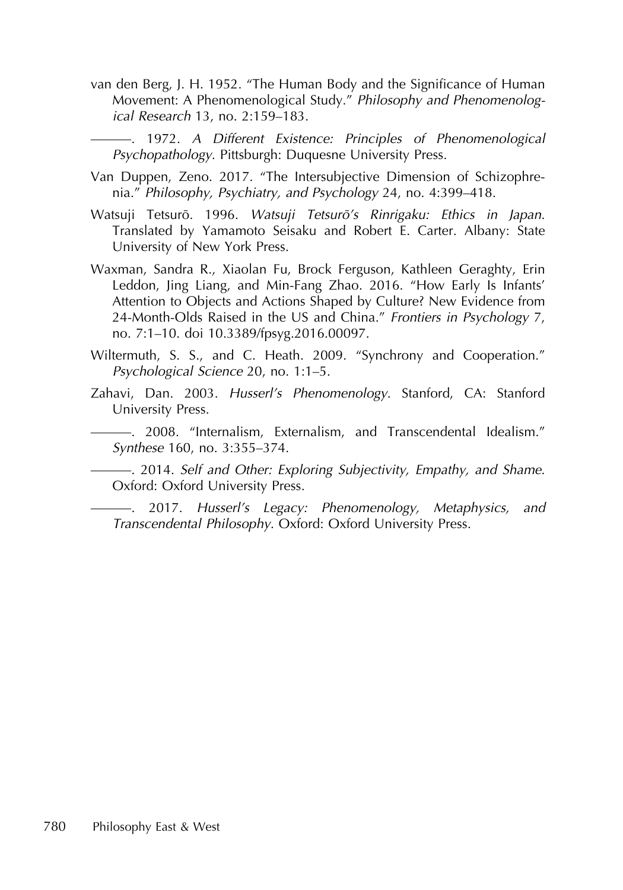van den Berg, J. H. 1952. "The Human Body and the Significance of Human Movement: A Phenomenological Study." *Philosophy and Phenomenological Research* 13, no. 2:159–183.

———. 1972. *A Different Existence: Principles of Phenomenological Psychopathology*. Pittsburgh: Duquesne University Press.

Van Duppen, Zeno. 2017. "The Intersubjective Dimension of Schizophrenia." *Philosophy, Psychiatry, and Psychology* 24, no. 4:399–418.

Watsuji Tetsurō. 1996. *Watsuji Tetsurō's Rinrigaku: Ethics in Japan*. Translated by Yamamoto Seisaku and Robert E. Carter. Albany: State University of New York Press.

Waxman, Sandra R., Xiaolan Fu, Brock Ferguson, Kathleen Geraghty, Erin Leddon, Jing Liang, and Min-Fang Zhao. 2016. "How Early Is Infants' Attention to Objects and Actions Shaped by Culture? New Evidence from 24-Month-Olds Raised in the US and China." *Frontiers in Psychology* 7, no. 7:1–10. doi 10.3389/fpsyg.2016.00097.

Wiltermuth, S. S., and C. Heath. 2009. "Synchrony and Cooperation." *Psychological Science* 20, no. 1:1–5.

Zahavi, Dan. 2003. *Husserl's Phenomenology*. Stanford, CA: Stanford University Press.

———. 2008. "Internalism, Externalism, and Transcendental Idealism." *Synthese* 160, no. 3:355–374.

———. 2014. *Self and Other: Exploring Subjectivity, Empathy, and Shame*. Oxford: Oxford University Press.

———. 2017. *Husserl's Legacy: Phenomenology, Metaphysics, and Transcendental Philosophy*. Oxford: Oxford University Press.